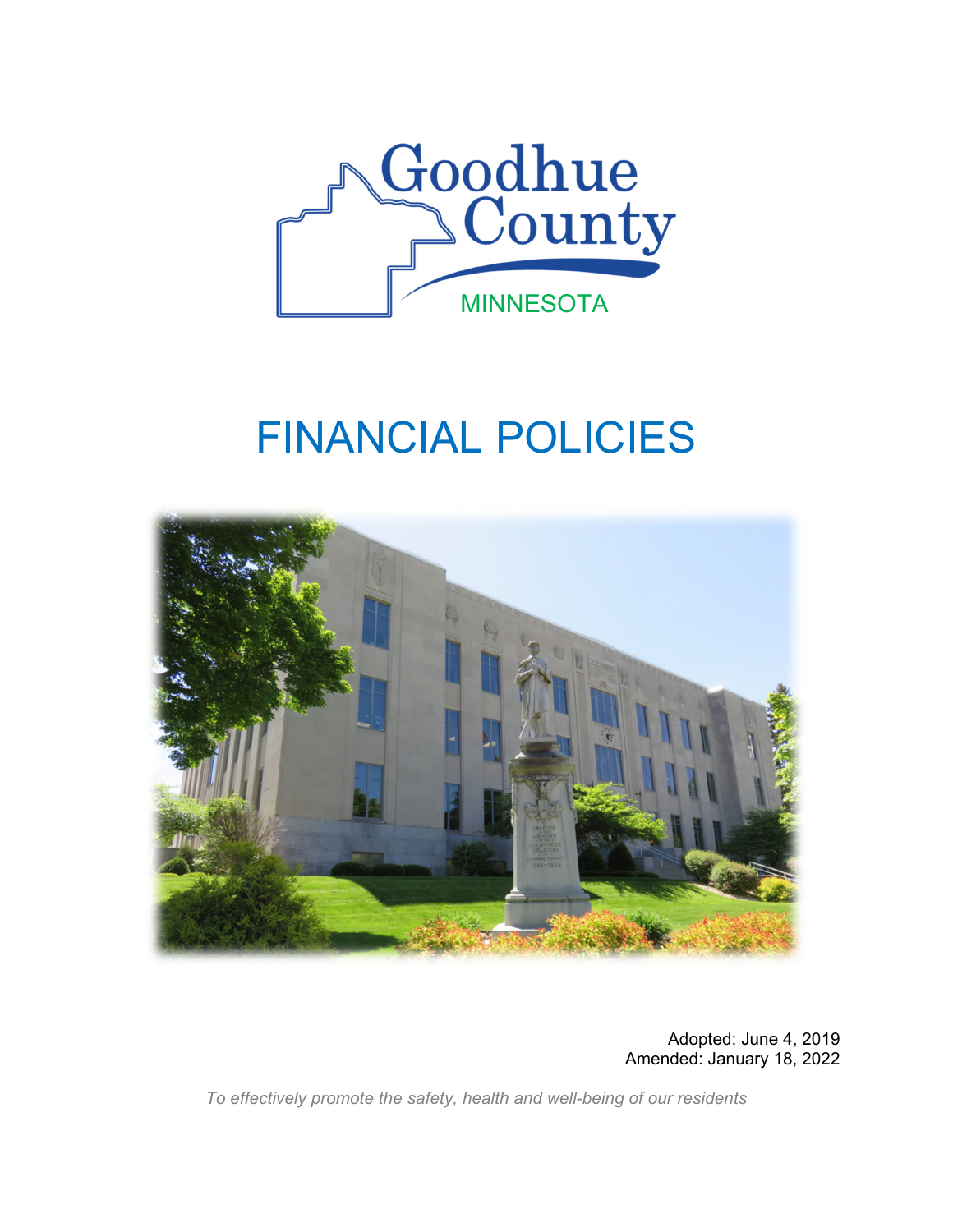Goodhue County

MINNESOTA

# FINANCIAL POLICIES

Adopted: June 4, 2019
Amended: January 18, 2022

*To effectively promote the safety, health and well-being of our residents*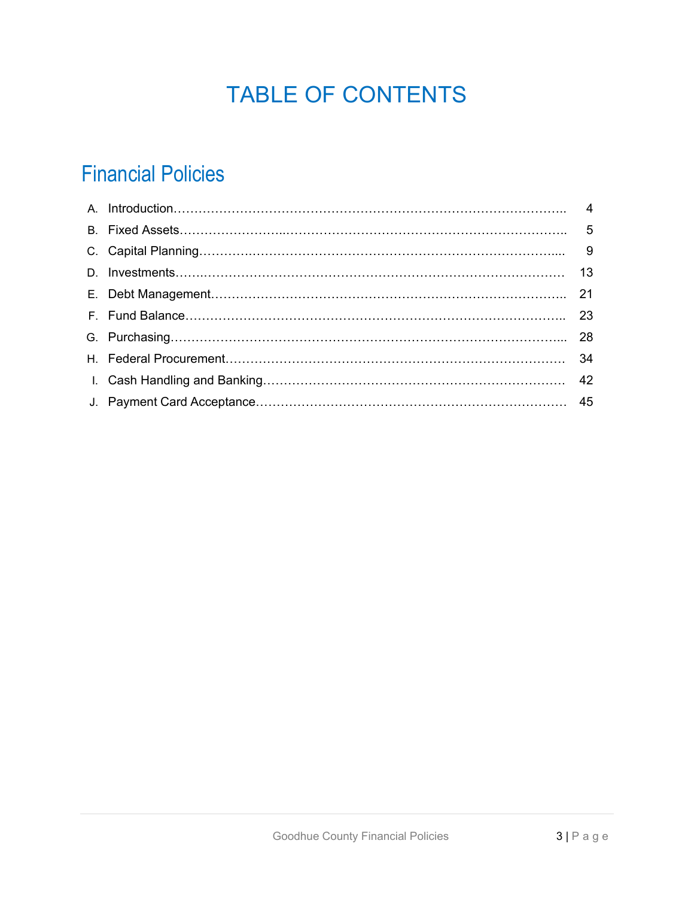# TABLE OF CONTENTS

## Financial Policies

A. Introduction…………………………………………………………………………………….. 4
B. Fixed Assets……………………..……………………………………………………………….. 5
C. Capital Planning……………………………………………………………………………..... 9
D. Investments……..………………………………………………………………………………… 13
E. Debt Management………………………………………………………………………….. 21
F. Fund Balance……………………………………………………………………………….. 23
G. Purchasing………………………………………………………………………………………... 28
H. Federal Procurement……………………………………………………………………… 34
I. Cash Handling and Banking………………………………………………………………… 42
J. Payment Card Acceptance…………………………………………………………………… 45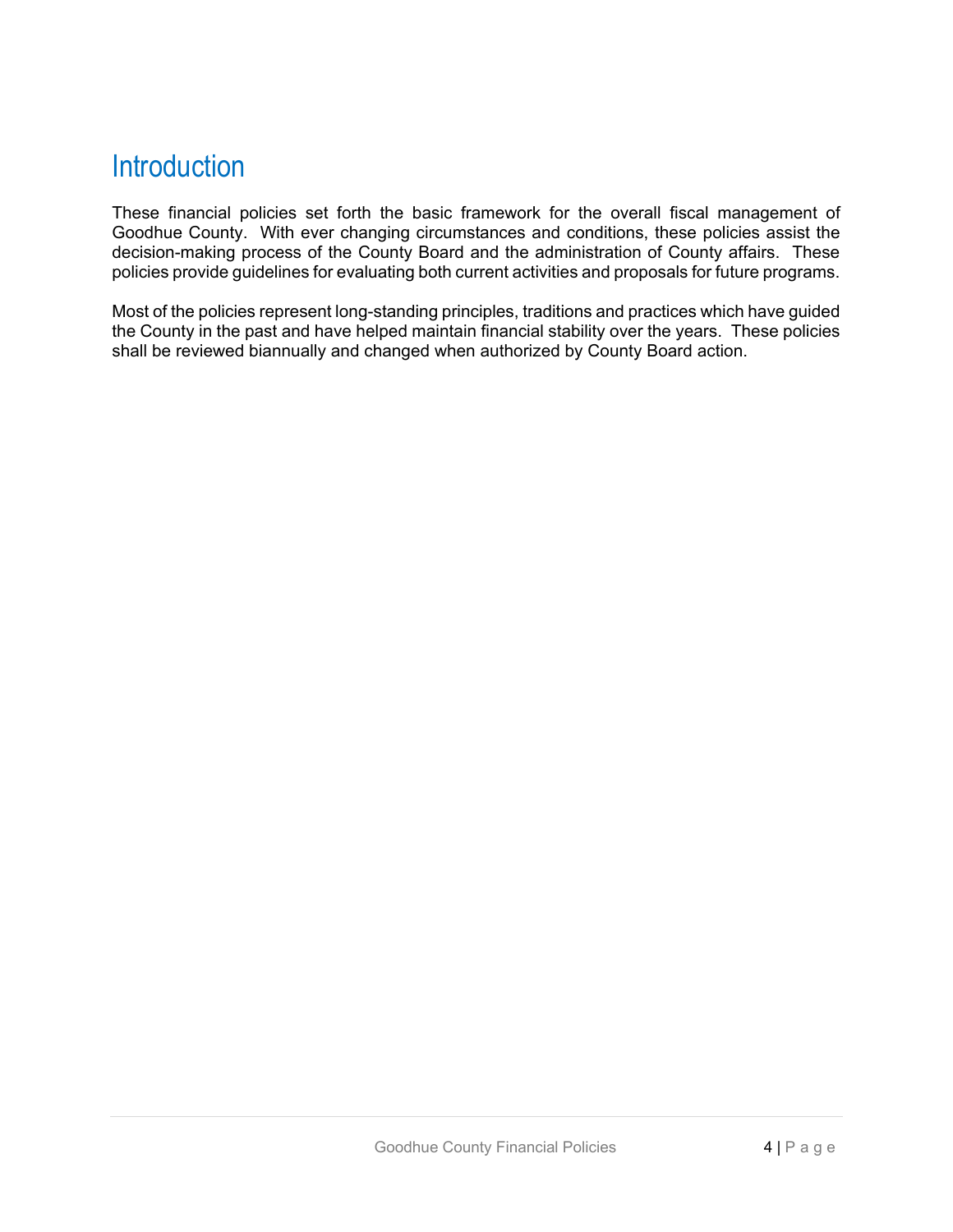# Introduction

These financial policies set forth the basic framework for the overall fiscal management of Goodhue County. With ever changing circumstances and conditions, these policies assist the decision-making process of the County Board and the administration of County affairs. These policies provide guidelines for evaluating both current activities and proposals for future programs.

Most of the policies represent long-standing principles, traditions and practices which have guided the County in the past and have helped maintain financial stability over the years. These policies shall be reviewed biannually and changed when authorized by County Board action.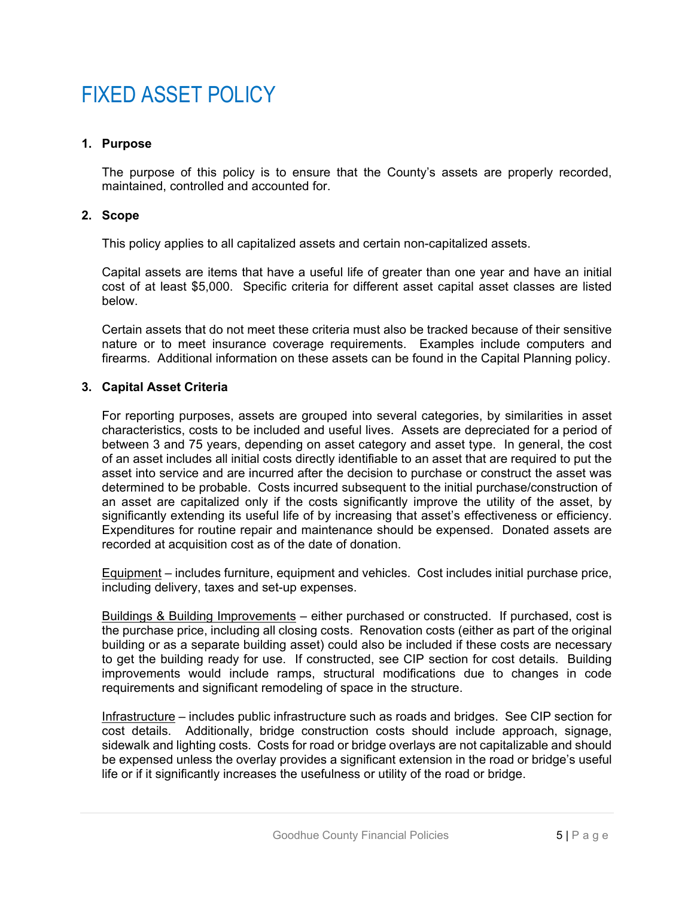# FIXED ASSET POLICY

**1. Purpose**

The purpose of this policy is to ensure that the County's assets are properly recorded, maintained, controlled and accounted for.

**2. Scope**

This policy applies to all capitalized assets and certain non-capitalized assets.

Capital assets are items that have a useful life of greater than one year and have an initial cost of at least $5,000. Specific criteria for different asset capital asset classes are listed below.

Certain assets that do not meet these criteria must also be tracked because of their sensitive nature or to meet insurance coverage requirements. Examples include computers and firearms. Additional information on these assets can be found in the Capital Planning policy.

**3. Capital Asset Criteria**

For reporting purposes, assets are grouped into several categories, by similarities in asset characteristics, costs to be included and useful lives. Assets are depreciated for a period of between 3 and 75 years, depending on asset category and asset type. In general, the cost of an asset includes all initial costs directly identifiable to an asset that are required to put the asset into service and are incurred after the decision to purchase or construct the asset was determined to be probable. Costs incurred subsequent to the initial purchase/construction of an asset are capitalized only if the costs significantly improve the utility of the asset, by significantly extending its useful life of by increasing that asset's effectiveness or efficiency. Expenditures for routine repair and maintenance should be expensed. Donated assets are recorded at acquisition cost as of the date of donation.

Equipment – includes furniture, equipment and vehicles. Cost includes initial purchase price, including delivery, taxes and set-up expenses.

Buildings & Building Improvements – either purchased or constructed. If purchased, cost is the purchase price, including all closing costs. Renovation costs (either as part of the original building or as a separate building asset) could also be included if these costs are necessary to get the building ready for use. If constructed, see CIP section for cost details. Building improvements would include ramps, structural modifications due to changes in code requirements and significant remodeling of space in the structure.

Infrastructure – includes public infrastructure such as roads and bridges. See CIP section for cost details. Additionally, bridge construction costs should include approach, signage, sidewalk and lighting costs. Costs for road or bridge overlays are not capitalizable and should be expensed unless the overlay provides a significant extension in the road or bridge's useful life or if it significantly increases the usefulness or utility of the road or bridge.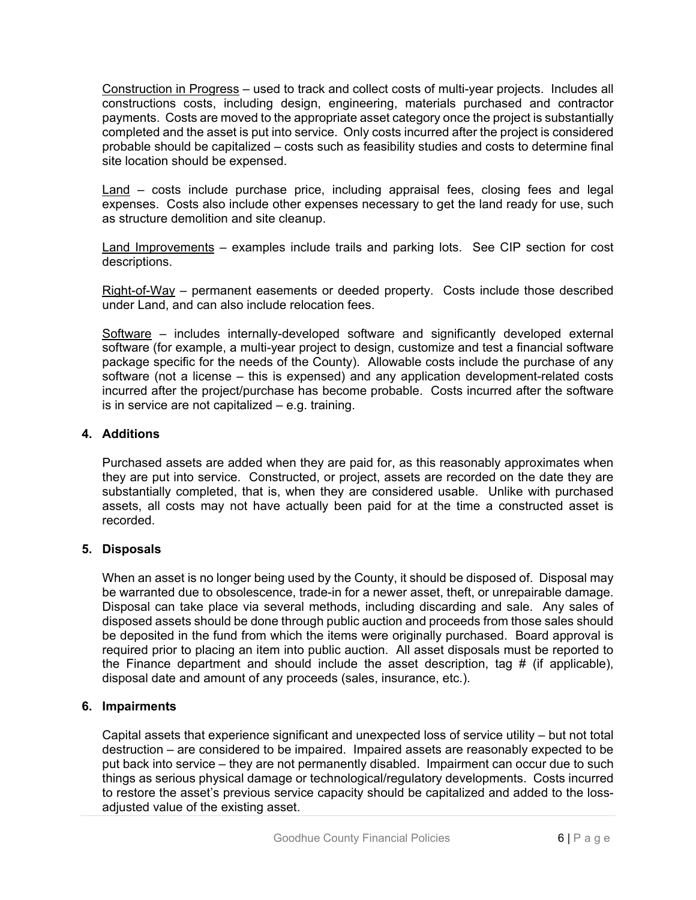Construction in Progress – used to track and collect costs of multi-year projects. Includes all constructions costs, including design, engineering, materials purchased and contractor payments. Costs are moved to the appropriate asset category once the project is substantially completed and the asset is put into service. Only costs incurred after the project is considered probable should be capitalized – costs such as feasibility studies and costs to determine final site location should be expensed.

Land – costs include purchase price, including appraisal fees, closing fees and legal expenses. Costs also include other expenses necessary to get the land ready for use, such as structure demolition and site cleanup.

Land Improvements – examples include trails and parking lots. See CIP section for cost descriptions.

Right-of-Way – permanent easements or deeded property. Costs include those described under Land, and can also include relocation fees.

Software – includes internally-developed software and significantly developed external software (for example, a multi-year project to design, customize and test a financial software package specific for the needs of the County). Allowable costs include the purchase of any software (not a license – this is expensed) and any application development-related costs incurred after the project/purchase has become probable. Costs incurred after the software is in service are not capitalized – e.g. training.

### 4. Additions

Purchased assets are added when they are paid for, as this reasonably approximates when they are put into service. Constructed, or project, assets are recorded on the date they are substantially completed, that is, when they are considered usable. Unlike with purchased assets, all costs may not have actually been paid for at the time a constructed asset is recorded.

### 5. Disposals

When an asset is no longer being used by the County, it should be disposed of. Disposal may be warranted due to obsolescence, trade-in for a newer asset, theft, or unrepairable damage. Disposal can take place via several methods, including discarding and sale. Any sales of disposed assets should be done through public auction and proceeds from those sales should be deposited in the fund from which the items were originally purchased. Board approval is required prior to placing an item into public auction. All asset disposals must be reported to the Finance department and should include the asset description, tag # (if applicable), disposal date and amount of any proceeds (sales, insurance, etc.).

### 6. Impairments

Capital assets that experience significant and unexpected loss of service utility – but not total destruction – are considered to be impaired. Impaired assets are reasonably expected to be put back into service – they are not permanently disabled. Impairment can occur due to such things as serious physical damage or technological/regulatory developments. Costs incurred to restore the asset's previous service capacity should be capitalized and added to the loss-adjusted value of the existing asset.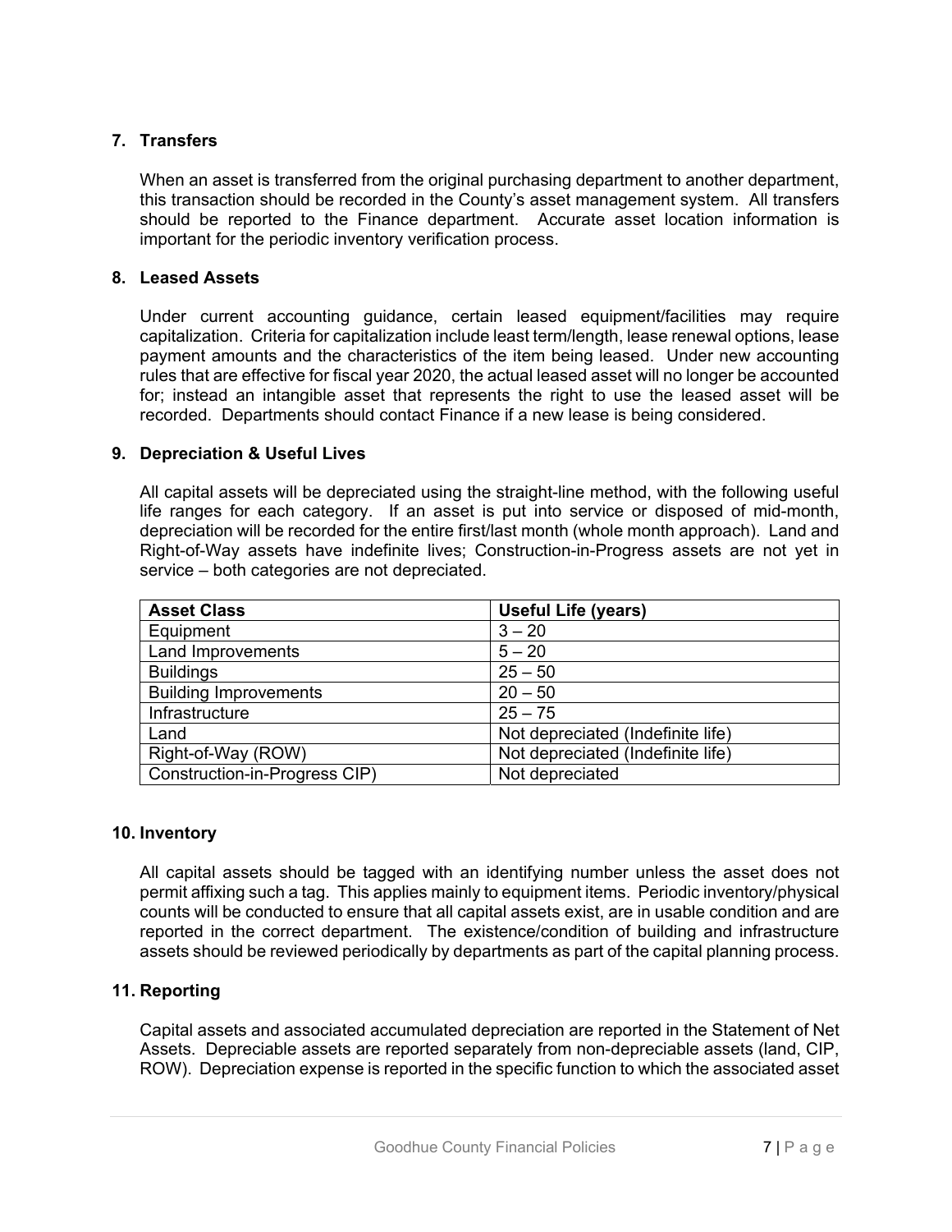## 7. Transfers

When an asset is transferred from the original purchasing department to another department, this transaction should be recorded in the County's asset management system. All transfers should be reported to the Finance department. Accurate asset location information is important for the periodic inventory verification process.

## 8. Leased Assets

Under current accounting guidance, certain leased equipment/facilities may require capitalization. Criteria for capitalization include least term/length, lease renewal options, lease payment amounts and the characteristics of the item being leased. Under new accounting rules that are effective for fiscal year 2020, the actual leased asset will no longer be accounted for; instead an intangible asset that represents the right to use the leased asset will be recorded. Departments should contact Finance if a new lease is being considered.

## 9. Depreciation & Useful Lives

All capital assets will be depreciated using the straight-line method, with the following useful life ranges for each category. If an asset is put into service or disposed of mid-month, depreciation will be recorded for the entire first/last month (whole month approach). Land and Right-of-Way assets have indefinite lives; Construction-in-Progress assets are not yet in service – both categories are not depreciated.

| Asset Class | Useful Life (years) |
|---|---|
| Equipment | 3 – 20 |
| Land Improvements | 5 – 20 |
| Buildings | 25 – 50 |
| Building Improvements | 20 – 50 |
| Infrastructure | 25 – 75 |
| Land | Not depreciated (Indefinite life) |
| Right-of-Way (ROW) | Not depreciated (Indefinite life) |
| Construction-in-Progress CIP) | Not depreciated |

## 10. Inventory

All capital assets should be tagged with an identifying number unless the asset does not permit affixing such a tag. This applies mainly to equipment items. Periodic inventory/physical counts will be conducted to ensure that all capital assets exist, are in usable condition and are reported in the correct department. The existence/condition of building and infrastructure assets should be reviewed periodically by departments as part of the capital planning process.

## 11. Reporting

Capital assets and associated accumulated depreciation are reported in the Statement of Net Assets. Depreciable assets are reported separately from non-depreciable assets (land, CIP, ROW). Depreciation expense is reported in the specific function to which the associated asset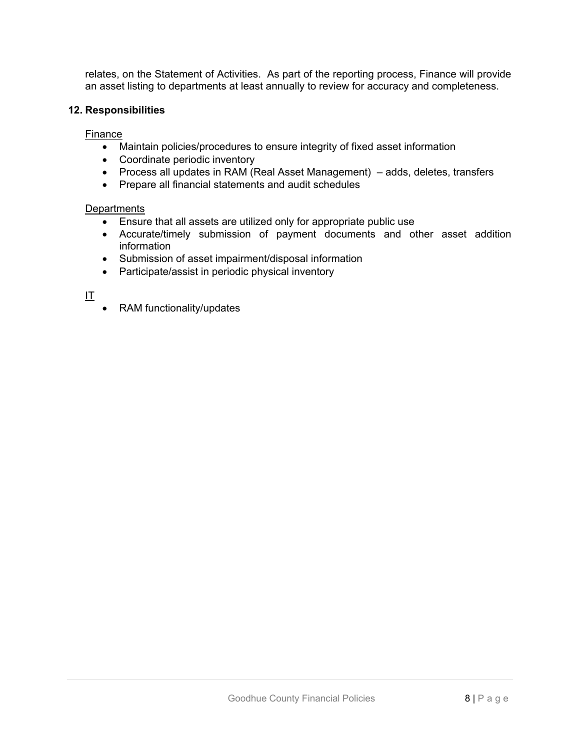relates, on the Statement of Activities. As part of the reporting process, Finance will provide an asset listing to departments at least annually to review for accuracy and completeness.

**12. Responsibilities**

<u>Finance</u>

- Maintain policies/procedures to ensure integrity of fixed asset information
- Coordinate periodic inventory
- Process all updates in RAM (Real Asset Management) – adds, deletes, transfers
- Prepare all financial statements and audit schedules

<u>Departments</u>

- Ensure that all assets are utilized only for appropriate public use
- Accurate/timely submission of payment documents and other asset addition information
- Submission of asset impairment/disposal information
- Participate/assist in periodic physical inventory

<u>IT</u>

- RAM functionality/updates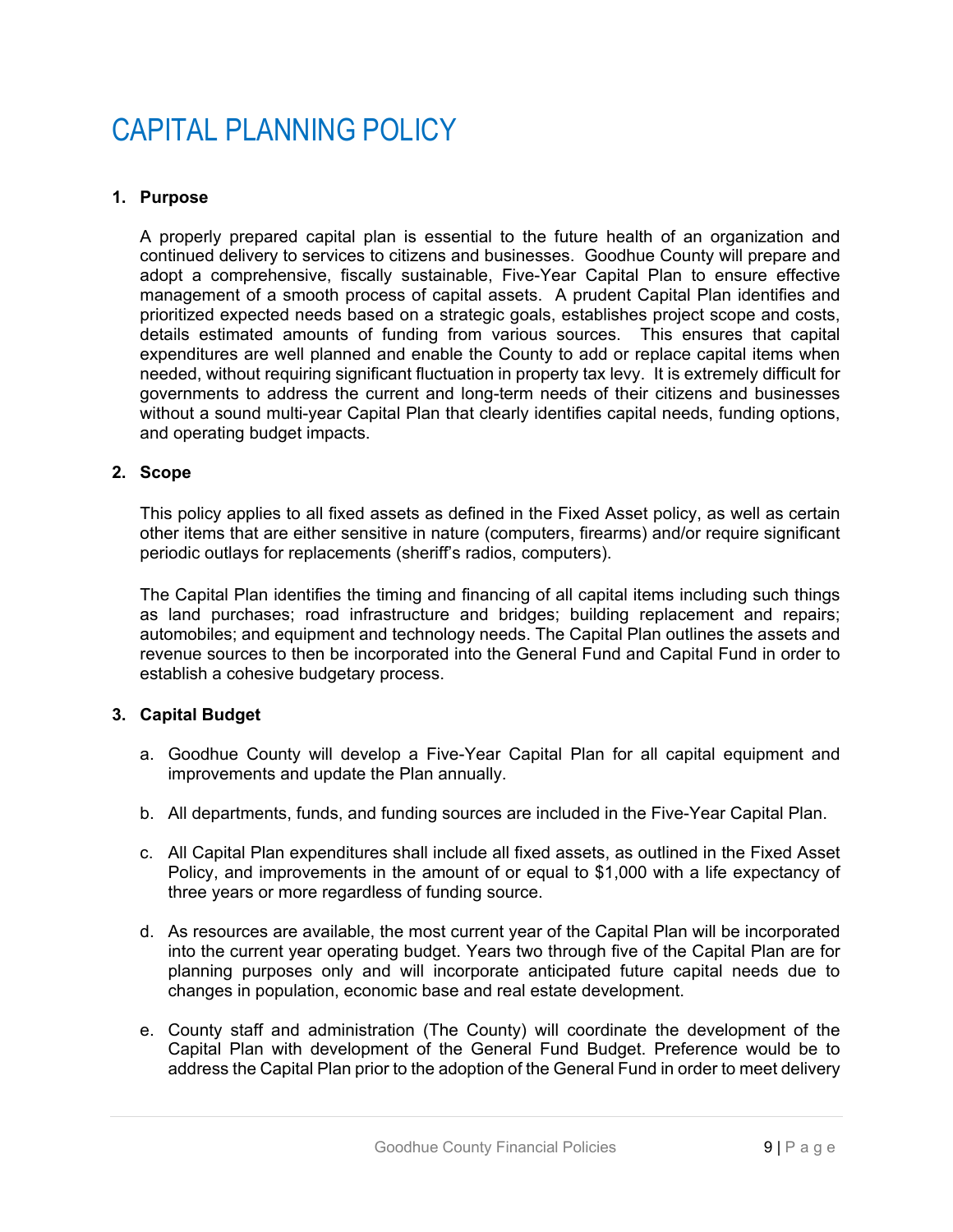# CAPITAL PLANNING POLICY

1. **Purpose**

   A properly prepared capital plan is essential to the future health of an organization and continued delivery to services to citizens and businesses. Goodhue County will prepare and adopt a comprehensive, fiscally sustainable, Five-Year Capital Plan to ensure effective management of a smooth process of capital assets. A prudent Capital Plan identifies and prioritized expected needs based on a strategic goals, establishes project scope and costs, details estimated amounts of funding from various sources. This ensures that capital expenditures are well planned and enable the County to add or replace capital items when needed, without requiring significant fluctuation in property tax levy. It is extremely difficult for governments to address the current and long-term needs of their citizens and businesses without a sound multi-year Capital Plan that clearly identifies capital needs, funding options, and operating budget impacts.

2. **Scope**

   This policy applies to all fixed assets as defined in the Fixed Asset policy, as well as certain other items that are either sensitive in nature (computers, firearms) and/or require significant periodic outlays for replacements (sheriff's radios, computers).

   The Capital Plan identifies the timing and financing of all capital items including such things as land purchases; road infrastructure and bridges; building replacement and repairs; automobiles; and equipment and technology needs. The Capital Plan outlines the assets and revenue sources to then be incorporated into the General Fund and Capital Fund in order to establish a cohesive budgetary process.

3. **Capital Budget**

   a. Goodhue County will develop a Five-Year Capital Plan for all capital equipment and improvements and update the Plan annually.

   b. All departments, funds, and funding sources are included in the Five-Year Capital Plan.

   c. All Capital Plan expenditures shall include all fixed assets, as outlined in the Fixed Asset Policy, and improvements in the amount of or equal to $1,000 with a life expectancy of three years or more regardless of funding source.

   d. As resources are available, the most current year of the Capital Plan will be incorporated into the current year operating budget. Years two through five of the Capital Plan are for planning purposes only and will incorporate anticipated future capital needs due to changes in population, economic base and real estate development.

   e. County staff and administration (The County) will coordinate the development of the Capital Plan with development of the General Fund Budget. Preference would be to address the Capital Plan prior to the adoption of the General Fund in order to meet delivery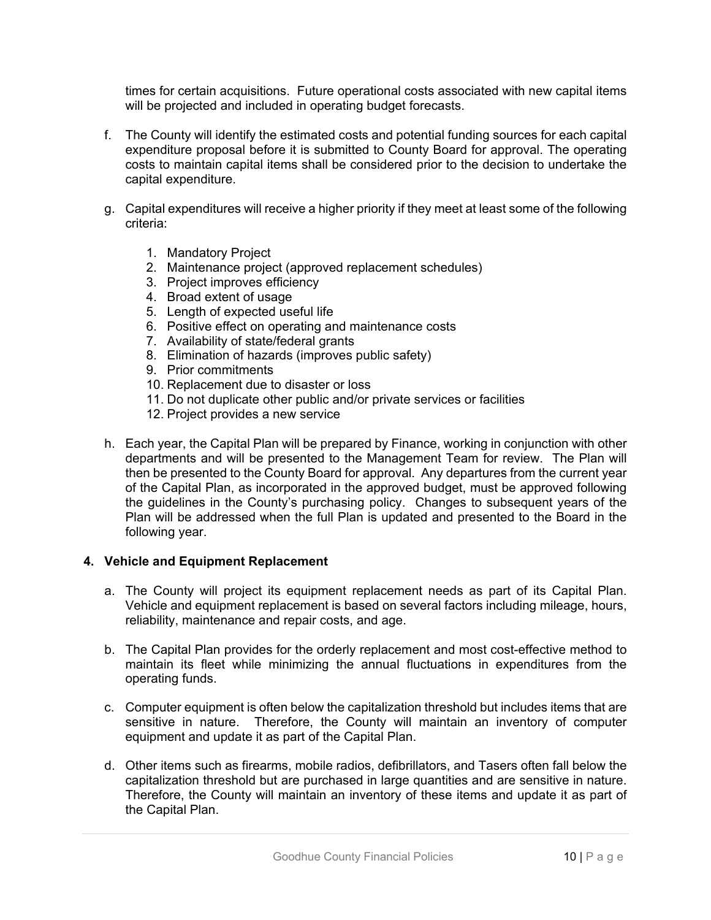times for certain acquisitions. Future operational costs associated with new capital items will be projected and included in operating budget forecasts.

f. The County will identify the estimated costs and potential funding sources for each capital expenditure proposal before it is submitted to County Board for approval. The operating costs to maintain capital items shall be considered prior to the decision to undertake the capital expenditure.

g. Capital expenditures will receive a higher priority if they meet at least some of the following criteria:

   1. Mandatory Project
   2. Maintenance project (approved replacement schedules)
   3. Project improves efficiency
   4. Broad extent of usage
   5. Length of expected useful life
   6. Positive effect on operating and maintenance costs
   7. Availability of state/federal grants
   8. Elimination of hazards (improves public safety)
   9. Prior commitments
   10. Replacement due to disaster or loss
   11. Do not duplicate other public and/or private services or facilities
   12. Project provides a new service

h. Each year, the Capital Plan will be prepared by Finance, working in conjunction with other departments and will be presented to the Management Team for review. The Plan will then be presented to the County Board for approval. Any departures from the current year of the Capital Plan, as incorporated in the approved budget, must be approved following the guidelines in the County's purchasing policy. Changes to subsequent years of the Plan will be addressed when the full Plan is updated and presented to the Board in the following year.

**4. Vehicle and Equipment Replacement**

a. The County will project its equipment replacement needs as part of its Capital Plan. Vehicle and equipment replacement is based on several factors including mileage, hours, reliability, maintenance and repair costs, and age.

b. The Capital Plan provides for the orderly replacement and most cost-effective method to maintain its fleet while minimizing the annual fluctuations in expenditures from the operating funds.

c. Computer equipment is often below the capitalization threshold but includes items that are sensitive in nature. Therefore, the County will maintain an inventory of computer equipment and update it as part of the Capital Plan.

d. Other items such as firearms, mobile radios, defibrillators, and Tasers often fall below the capitalization threshold but are purchased in large quantities and are sensitive in nature. Therefore, the County will maintain an inventory of these items and update it as part of the Capital Plan.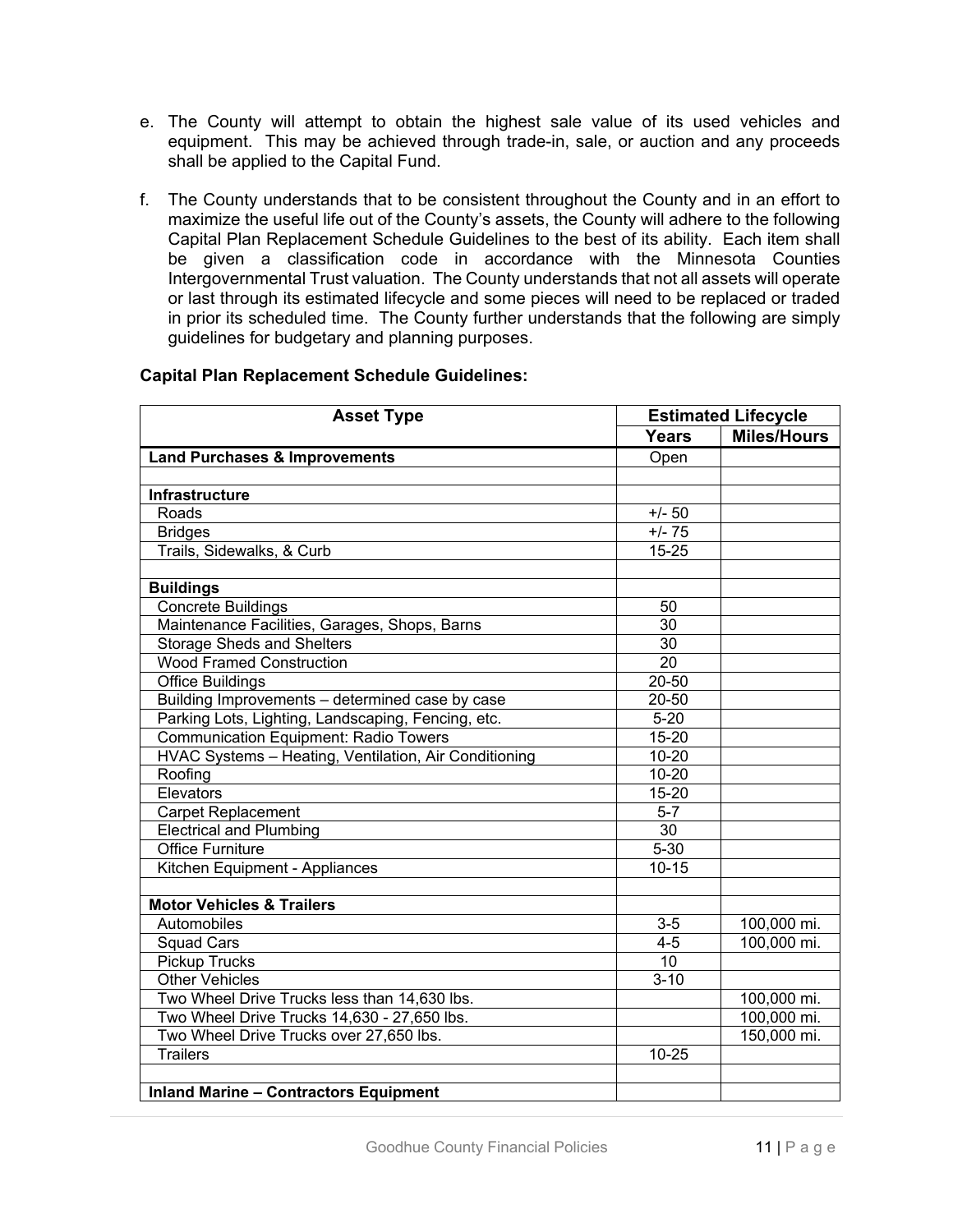e. The County will attempt to obtain the highest sale value of its used vehicles and equipment. This may be achieved through trade-in, sale, or auction and any proceeds shall be applied to the Capital Fund.

f. The County understands that to be consistent throughout the County and in an effort to maximize the useful life out of the County's assets, the County will adhere to the following Capital Plan Replacement Schedule Guidelines to the best of its ability. Each item shall be given a classification code in accordance with the Minnesota Counties Intergovernmental Trust valuation. The County understands that not all assets will operate or last through its estimated lifecycle and some pieces will need to be replaced or traded in prior its scheduled time. The County further understands that the following are simply guidelines for budgetary and planning purposes.

**Capital Plan Replacement Schedule Guidelines:**

| Asset Type | Estimated Lifecycle | |
|---|---|---|
| | **Years** | **Miles/Hours** |
| **Land Purchases & Improvements** | Open | |
| | | |
| **Infrastructure** | | |
| Roads | +/- 50 | |
| Bridges | +/- 75 | |
| Trails, Sidewalks, & Curb | 15-25 | |
| | | |
| **Buildings** | | |
| Concrete Buildings | 50 | |
| Maintenance Facilities, Garages, Shops, Barns | 30 | |
| Storage Sheds and Shelters | 30 | |
| Wood Framed Construction | 20 | |
| Office Buildings | 20-50 | |
| Building Improvements – determined case by case | 20-50 | |
| Parking Lots, Lighting, Landscaping, Fencing, etc. | 5-20 | |
| Communication Equipment: Radio Towers | 15-20 | |
| HVAC Systems – Heating, Ventilation, Air Conditioning | 10-20 | |
| Roofing | 10-20 | |
| Elevators | 15-20 | |
| Carpet Replacement | 5-7 | |
| Electrical and Plumbing | 30 | |
| Office Furniture | 5-30 | |
| Kitchen Equipment - Appliances | 10-15 | |
| | | |
| **Motor Vehicles & Trailers** | | |
| Automobiles | 3-5 | 100,000 mi. |
| Squad Cars | 4-5 | 100,000 mi. |
| Pickup Trucks | 10 | |
| Other Vehicles | 3-10 | |
| Two Wheel Drive Trucks less than 14,630 lbs. | | 100,000 mi. |
| Two Wheel Drive Trucks 14,630 - 27,650 lbs. | | 100,000 mi. |
| Two Wheel Drive Trucks over 27,650 lbs. | | 150,000 mi. |
| Trailers | 10-25 | |
| | | |
| **Inland Marine – Contractors Equipment** | | |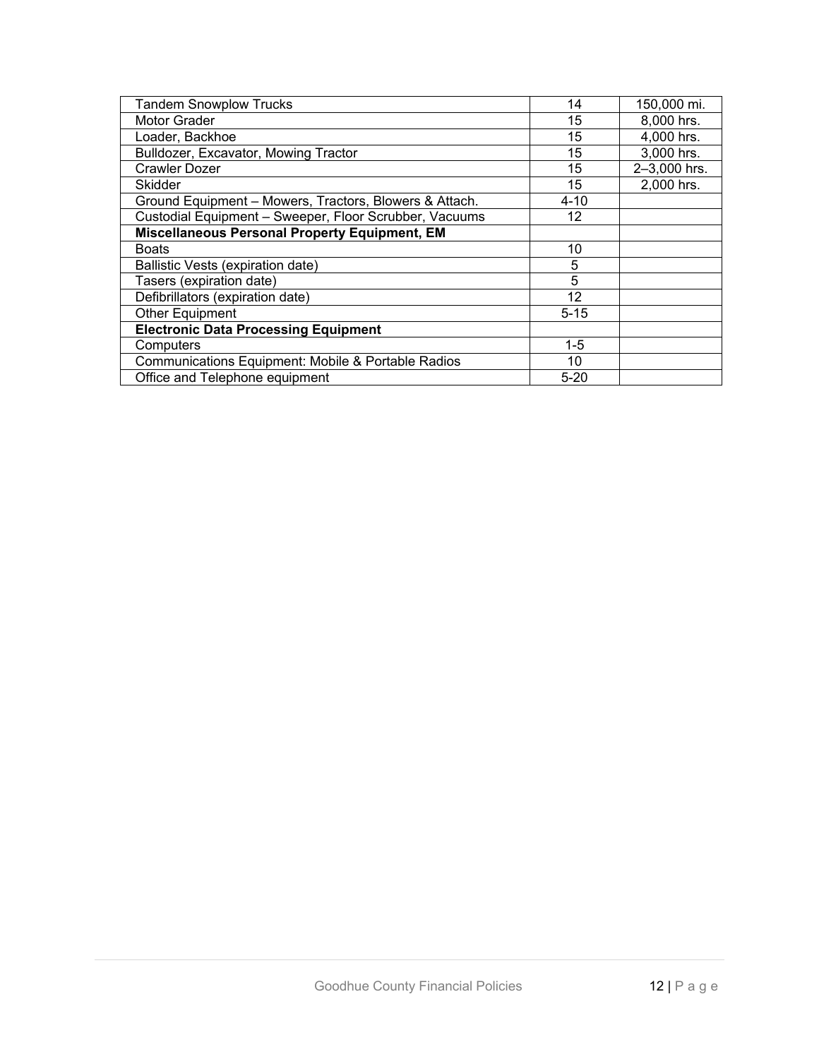| Tandem Snowplow Trucks | 14 | 150,000 mi. |
|---|---|---|
| Motor Grader | 15 | 8,000 hrs. |
| Loader, Backhoe | 15 | 4,000 hrs. |
| Bulldozer, Excavator, Mowing Tractor | 15 | 3,000 hrs. |
| Crawler Dozer | 15 | 2–3,000 hrs. |
| Skidder | 15 | 2,000 hrs. |
| Ground Equipment – Mowers, Tractors, Blowers & Attach. | 4-10 | |
| Custodial Equipment – Sweeper, Floor Scrubber, Vacuums | 12 | |
| **Miscellaneous Personal Property Equipment, EM** | | |
| Boats | 10 | |
| Ballistic Vests (expiration date) | 5 | |
| Tasers (expiration date) | 5 | |
| Defibrillators (expiration date) | 12 | |
| Other Equipment | 5-15 | |
| **Electronic Data Processing Equipment** | | |
| Computers | 1-5 | |
| Communications Equipment: Mobile & Portable Radios | 10 | |
| Office and Telephone equipment | 5-20 | |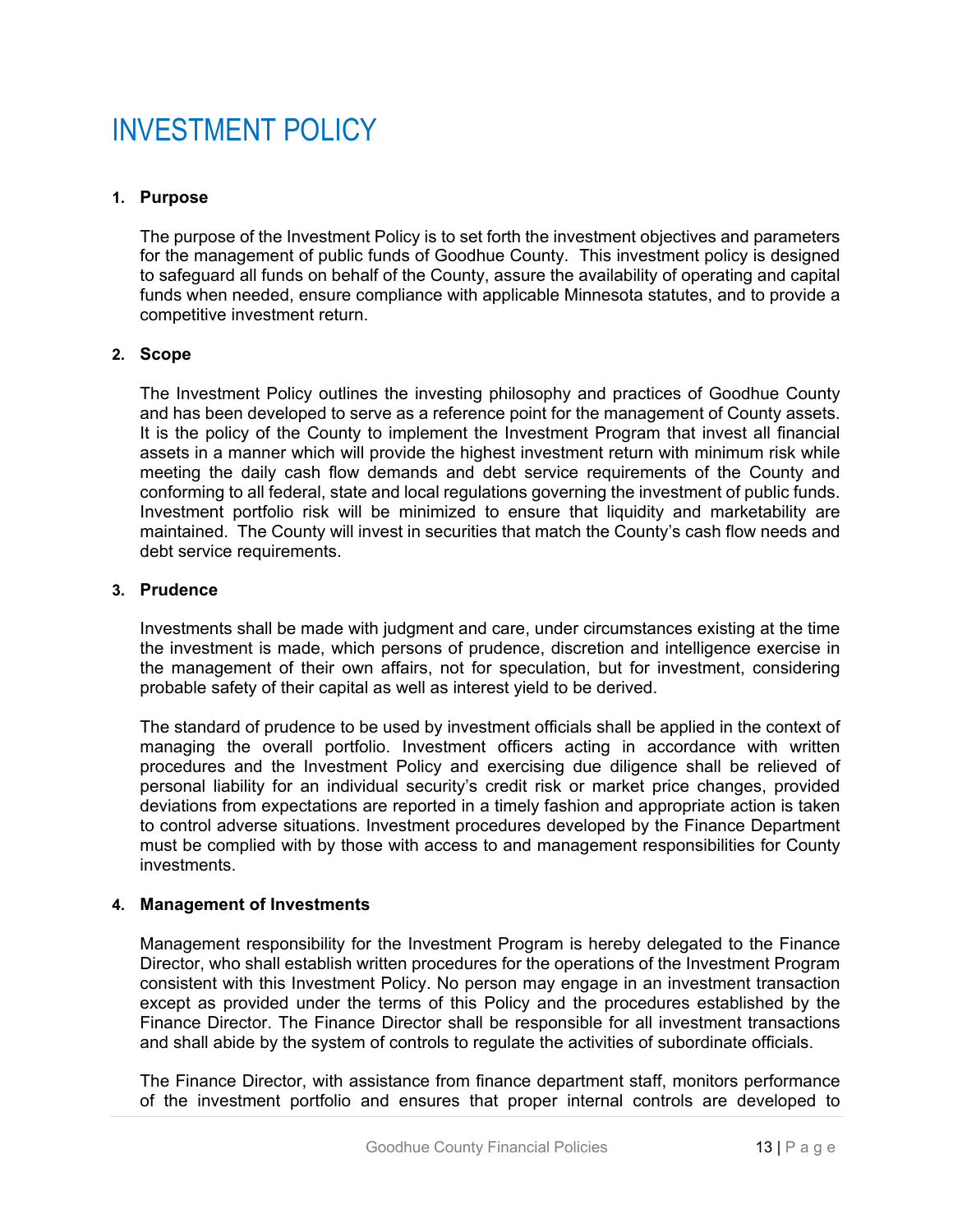# INVESTMENT POLICY

1. **Purpose**

   The purpose of the Investment Policy is to set forth the investment objectives and parameters for the management of public funds of Goodhue County. This investment policy is designed to safeguard all funds on behalf of the County, assure the availability of operating and capital funds when needed, ensure compliance with applicable Minnesota statutes, and to provide a competitive investment return.

2. **Scope**

   The Investment Policy outlines the investing philosophy and practices of Goodhue County and has been developed to serve as a reference point for the management of County assets. It is the policy of the County to implement the Investment Program that invest all financial assets in a manner which will provide the highest investment return with minimum risk while meeting the daily cash flow demands and debt service requirements of the County and conforming to all federal, state and local regulations governing the investment of public funds. Investment portfolio risk will be minimized to ensure that liquidity and marketability are maintained. The County will invest in securities that match the County's cash flow needs and debt service requirements.

3. **Prudence**

   Investments shall be made with judgment and care, under circumstances existing at the time the investment is made, which persons of prudence, discretion and intelligence exercise in the management of their own affairs, not for speculation, but for investment, considering probable safety of their capital as well as interest yield to be derived.

   The standard of prudence to be used by investment officials shall be applied in the context of managing the overall portfolio. Investment officers acting in accordance with written procedures and the Investment Policy and exercising due diligence shall be relieved of personal liability for an individual security's credit risk or market price changes, provided deviations from expectations are reported in a timely fashion and appropriate action is taken to control adverse situations. Investment procedures developed by the Finance Department must be complied with by those with access to and management responsibilities for County investments.

4. **Management of Investments**

   Management responsibility for the Investment Program is hereby delegated to the Finance Director, who shall establish written procedures for the operations of the Investment Program consistent with this Investment Policy. No person may engage in an investment transaction except as provided under the terms of this Policy and the procedures established by the Finance Director. The Finance Director shall be responsible for all investment transactions and shall abide by the system of controls to regulate the activities of subordinate officials.

   The Finance Director, with assistance from finance department staff, monitors performance of the investment portfolio and ensures that proper internal controls are developed to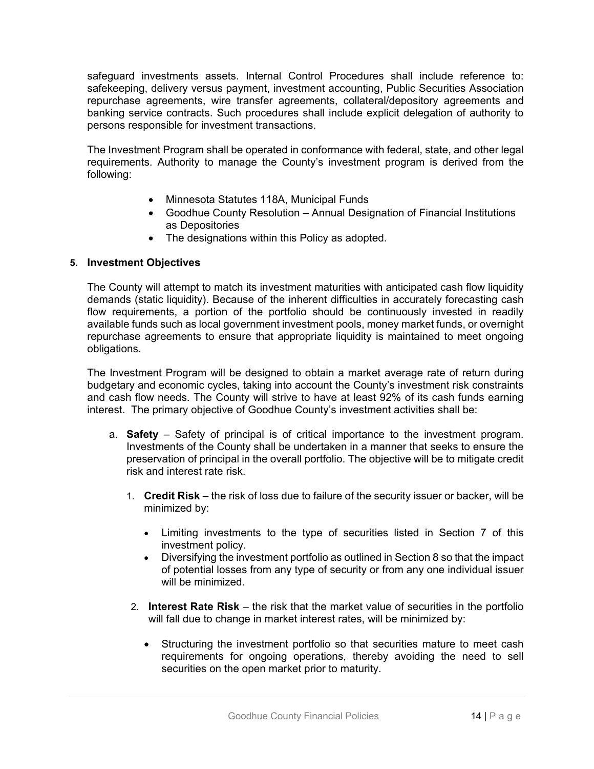safeguard investments assets. Internal Control Procedures shall include reference to: safekeeping, delivery versus payment, investment accounting, Public Securities Association repurchase agreements, wire transfer agreements, collateral/depository agreements and banking service contracts. Such procedures shall include explicit delegation of authority to persons responsible for investment transactions.

The Investment Program shall be operated in conformance with federal, state, and other legal requirements. Authority to manage the County's investment program is derived from the following:

- Minnesota Statutes 118A, Municipal Funds
- Goodhue County Resolution – Annual Designation of Financial Institutions as Depositories
- The designations within this Policy as adopted.

## 5. Investment Objectives

The County will attempt to match its investment maturities with anticipated cash flow liquidity demands (static liquidity). Because of the inherent difficulties in accurately forecasting cash flow requirements, a portion of the portfolio should be continuously invested in readily available funds such as local government investment pools, money market funds, or overnight repurchase agreements to ensure that appropriate liquidity is maintained to meet ongoing obligations.

The Investment Program will be designed to obtain a market average rate of return during budgetary and economic cycles, taking into account the County's investment risk constraints and cash flow needs. The County will strive to have at least 92% of its cash funds earning interest. The primary objective of Goodhue County's investment activities shall be:

a. **Safety** – Safety of principal is of critical importance to the investment program. Investments of the County shall be undertaken in a manner that seeks to ensure the preservation of principal in the overall portfolio. The objective will be to mitigate credit risk and interest rate risk.

   1. **Credit Risk** – the risk of loss due to failure of the security issuer or backer, will be minimized by:

      - Limiting investments to the type of securities listed in Section 7 of this investment policy.
      - Diversifying the investment portfolio as outlined in Section 8 so that the impact of potential losses from any type of security or from any one individual issuer will be minimized.

   2. **Interest Rate Risk** – the risk that the market value of securities in the portfolio will fall due to change in market interest rates, will be minimized by:

      - Structuring the investment portfolio so that securities mature to meet cash requirements for ongoing operations, thereby avoiding the need to sell securities on the open market prior to maturity.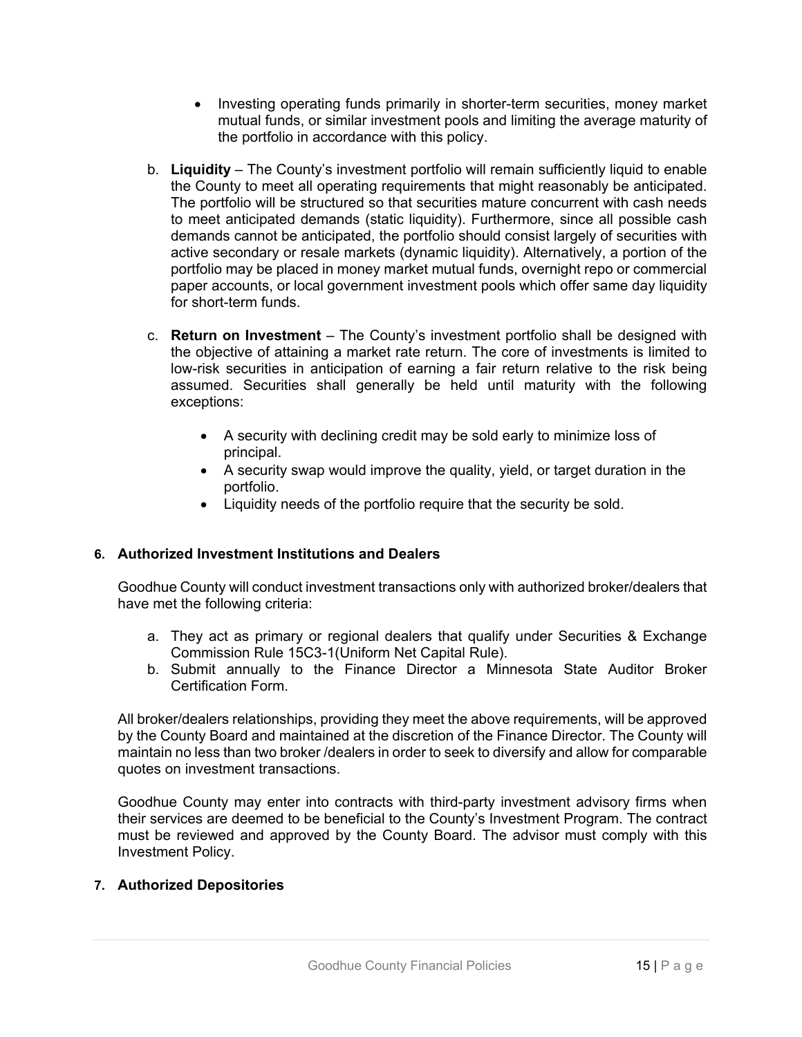- Investing operating funds primarily in shorter-term securities, money market mutual funds, or similar investment pools and limiting the average maturity of the portfolio in accordance with this policy.

b. **Liquidity** – The County's investment portfolio will remain sufficiently liquid to enable the County to meet all operating requirements that might reasonably be anticipated. The portfolio will be structured so that securities mature concurrent with cash needs to meet anticipated demands (static liquidity). Furthermore, since all possible cash demands cannot be anticipated, the portfolio should consist largely of securities with active secondary or resale markets (dynamic liquidity). Alternatively, a portion of the portfolio may be placed in money market mutual funds, overnight repo or commercial paper accounts, or local government investment pools which offer same day liquidity for short-term funds.

c. **Return on Investment** – The County's investment portfolio shall be designed with the objective of attaining a market rate return. The core of investments is limited to low-risk securities in anticipation of earning a fair return relative to the risk being assumed. Securities shall generally be held until maturity with the following exceptions:

   - A security with declining credit may be sold early to minimize loss of principal.
   - A security swap would improve the quality, yield, or target duration in the portfolio.
   - Liquidity needs of the portfolio require that the security be sold.

## 6. Authorized Investment Institutions and Dealers

Goodhue County will conduct investment transactions only with authorized broker/dealers that have met the following criteria:

a. They act as primary or regional dealers that qualify under Securities & Exchange Commission Rule 15C3-1(Uniform Net Capital Rule).
b. Submit annually to the Finance Director a Minnesota State Auditor Broker Certification Form.

All broker/dealers relationships, providing they meet the above requirements, will be approved by the County Board and maintained at the discretion of the Finance Director. The County will maintain no less than two broker /dealers in order to seek to diversify and allow for comparable quotes on investment transactions.

Goodhue County may enter into contracts with third-party investment advisory firms when their services are deemed to be beneficial to the County's Investment Program. The contract must be reviewed and approved by the County Board. The advisor must comply with this Investment Policy.

## 7. Authorized Depositories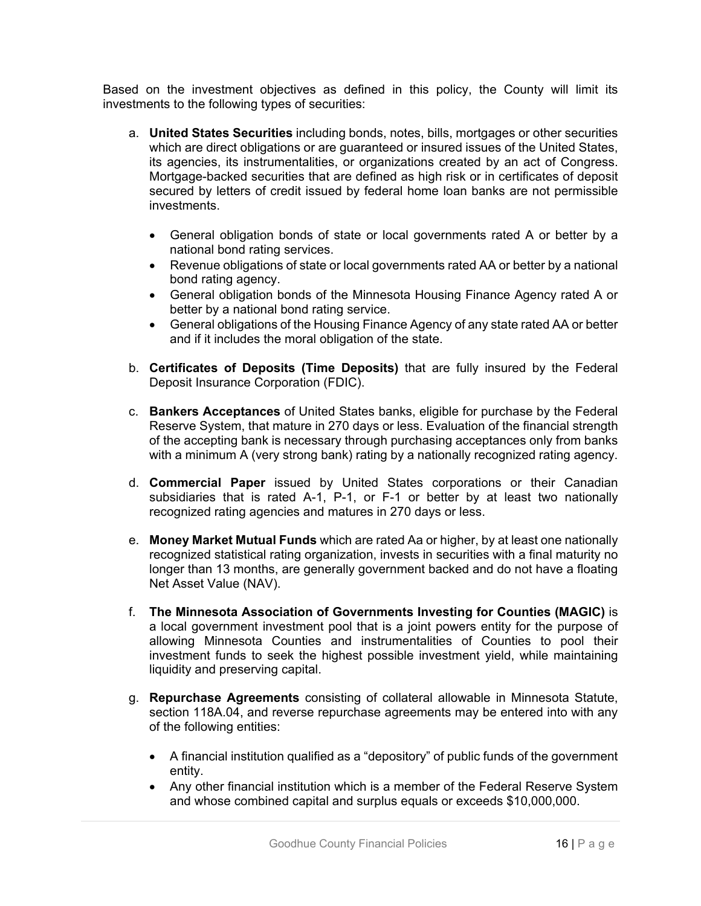Based on the investment objectives as defined in this policy, the County will limit its investments to the following types of securities:

a. **United States Securities** including bonds, notes, bills, mortgages or other securities which are direct obligations or are guaranteed or insured issues of the United States, its agencies, its instrumentalities, or organizations created by an act of Congress. Mortgage-backed securities that are defined as high risk or in certificates of deposit secured by letters of credit issued by federal home loan banks are not permissible investments.

   - General obligation bonds of state or local governments rated A or better by a national bond rating services.
   - Revenue obligations of state or local governments rated AA or better by a national bond rating agency.
   - General obligation bonds of the Minnesota Housing Finance Agency rated A or better by a national bond rating service.
   - General obligations of the Housing Finance Agency of any state rated AA or better and if it includes the moral obligation of the state.

b. **Certificates of Deposits (Time Deposits)** that are fully insured by the Federal Deposit Insurance Corporation (FDIC).

c. **Bankers Acceptances** of United States banks, eligible for purchase by the Federal Reserve System, that mature in 270 days or less. Evaluation of the financial strength of the accepting bank is necessary through purchasing acceptances only from banks with a minimum A (very strong bank) rating by a nationally recognized rating agency.

d. **Commercial Paper** issued by United States corporations or their Canadian subsidiaries that is rated A-1, P-1, or F-1 or better by at least two nationally recognized rating agencies and matures in 270 days or less.

e. **Money Market Mutual Funds** which are rated Aa or higher, by at least one nationally recognized statistical rating organization, invests in securities with a final maturity no longer than 13 months, are generally government backed and do not have a floating Net Asset Value (NAV).

f. **The Minnesota Association of Governments Investing for Counties (MAGIC)** is a local government investment pool that is a joint powers entity for the purpose of allowing Minnesota Counties and instrumentalities of Counties to pool their investment funds to seek the highest possible investment yield, while maintaining liquidity and preserving capital.

g. **Repurchase Agreements** consisting of collateral allowable in Minnesota Statute, section 118A.04, and reverse repurchase agreements may be entered into with any of the following entities:

   - A financial institution qualified as a "depository" of public funds of the government entity.
   - Any other financial institution which is a member of the Federal Reserve System and whose combined capital and surplus equals or exceeds $10,000,000.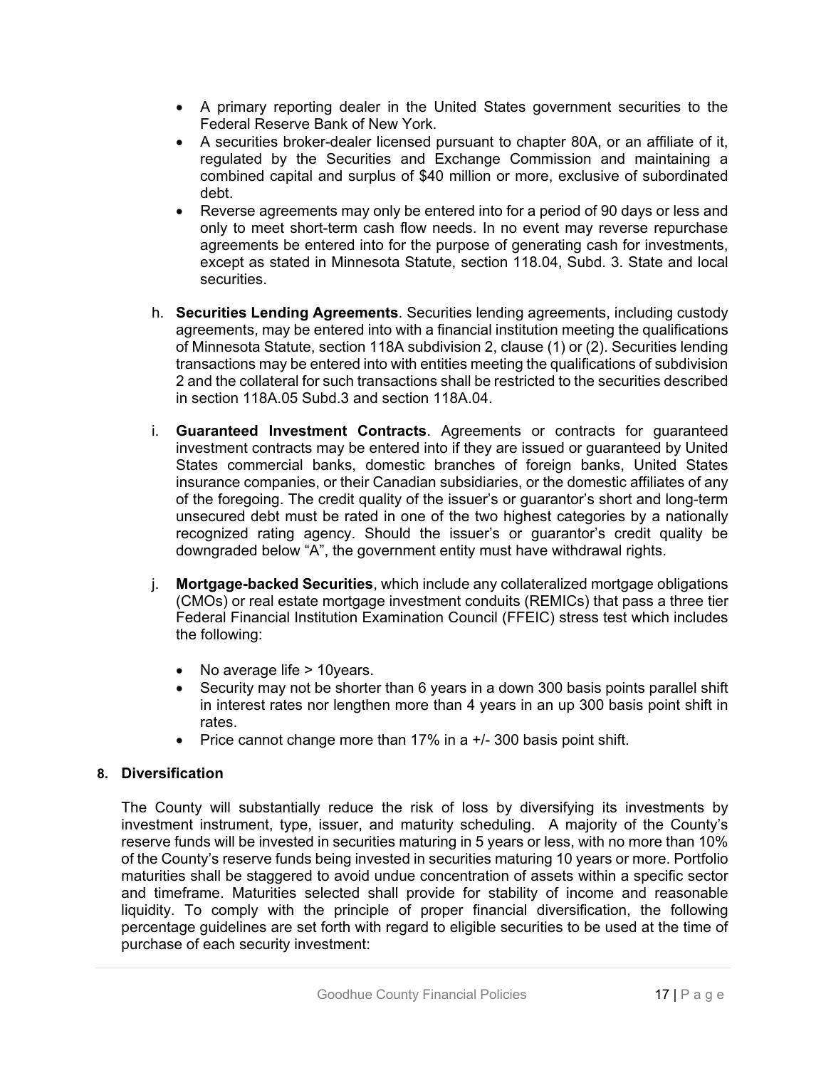- A primary reporting dealer in the United States government securities to the Federal Reserve Bank of New York.
- A securities broker-dealer licensed pursuant to chapter 80A, or an affiliate of it, regulated by the Securities and Exchange Commission and maintaining a combined capital and surplus of $40 million or more, exclusive of subordinated debt.
- Reverse agreements may only be entered into for a period of 90 days or less and only to meet short-term cash flow needs. In no event may reverse repurchase agreements be entered into for the purpose of generating cash for investments, except as stated in Minnesota Statute, section 118.04, Subd. 3. State and local securities.

h. **Securities Lending Agreements**. Securities lending agreements, including custody agreements, may be entered into with a financial institution meeting the qualifications of Minnesota Statute, section 118A subdivision 2, clause (1) or (2). Securities lending transactions may be entered into with entities meeting the qualifications of subdivision 2 and the collateral for such transactions shall be restricted to the securities described in section 118A.05 Subd.3 and section 118A.04.

i. **Guaranteed Investment Contracts**. Agreements or contracts for guaranteed investment contracts may be entered into if they are issued or guaranteed by United States commercial banks, domestic branches of foreign banks, United States insurance companies, or their Canadian subsidiaries, or the domestic affiliates of any of the foregoing. The credit quality of the issuer's or guarantor's short and long-term unsecured debt must be rated in one of the two highest categories by a nationally recognized rating agency. Should the issuer's or guarantor's credit quality be downgraded below "A", the government entity must have withdrawal rights.

j. **Mortgage-backed Securities**, which include any collateralized mortgage obligations (CMOs) or real estate mortgage investment conduits (REMICs) that pass a three tier Federal Financial Institution Examination Council (FFEIC) stress test which includes the following:

   - No average life > 10years.
   - Security may not be shorter than 6 years in a down 300 basis points parallel shift in interest rates nor lengthen more than 4 years in an up 300 basis point shift in rates.
   - Price cannot change more than 17% in a +/- 300 basis point shift.

**8. Diversification**

The County will substantially reduce the risk of loss by diversifying its investments by investment instrument, type, issuer, and maturity scheduling. A majority of the County's reserve funds will be invested in securities maturing in 5 years or less, with no more than 10% of the County's reserve funds being invested in securities maturing 10 years or more. Portfolio maturities shall be staggered to avoid undue concentration of assets within a specific sector and timeframe. Maturities selected shall provide for stability of income and reasonable liquidity. To comply with the principle of proper financial diversification, the following percentage guidelines are set forth with regard to eligible securities to be used at the time of purchase of each security investment: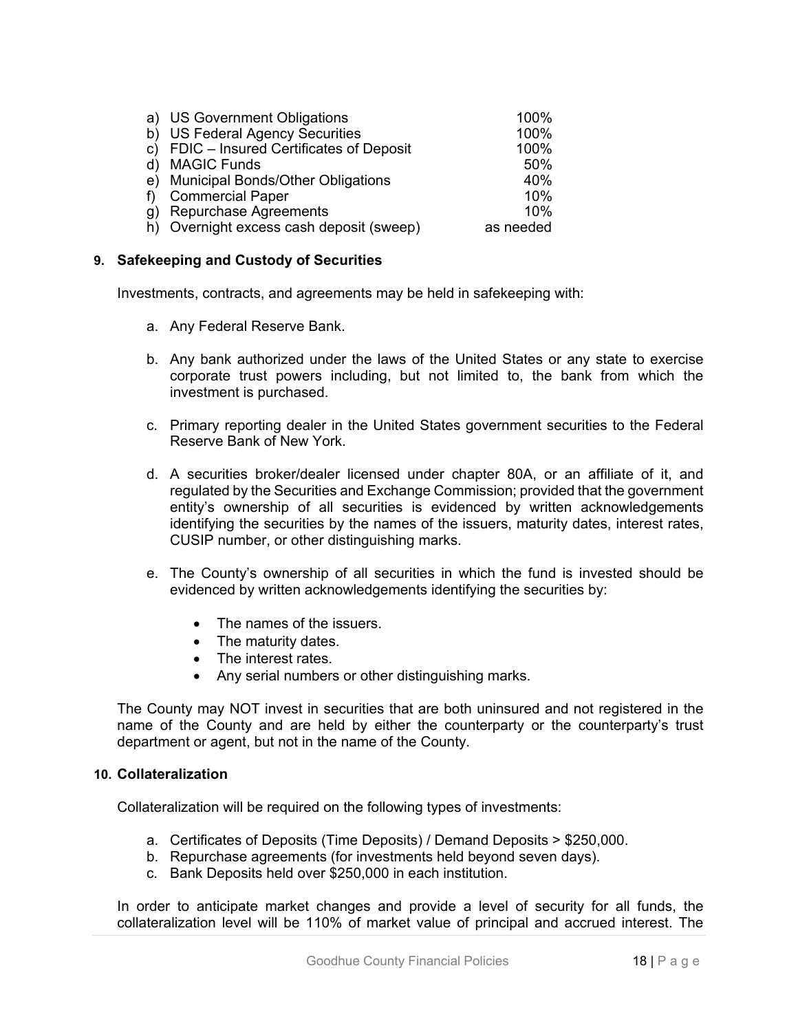| | |
|---|---|
| a) US Government Obligations | 100% |
| b) US Federal Agency Securities | 100% |
| c) FDIC – Insured Certificates of Deposit | 100% |
| d) MAGIC Funds | 50% |
| e) Municipal Bonds/Other Obligations | 40% |
| f) Commercial Paper | 10% |
| g) Repurchase Agreements | 10% |
| h) Overnight excess cash deposit (sweep) | as needed |

### 9. Safekeeping and Custody of Securities

Investments, contracts, and agreements may be held in safekeeping with:

a. Any Federal Reserve Bank.

b. Any bank authorized under the laws of the United States or any state to exercise corporate trust powers including, but not limited to, the bank from which the investment is purchased.

c. Primary reporting dealer in the United States government securities to the Federal Reserve Bank of New York.

d. A securities broker/dealer licensed under chapter 80A, or an affiliate of it, and regulated by the Securities and Exchange Commission; provided that the government entity's ownership of all securities is evidenced by written acknowledgements identifying the securities by the names of the issuers, maturity dates, interest rates, CUSIP number, or other distinguishing marks.

e. The County's ownership of all securities in which the fund is invested should be evidenced by written acknowledgements identifying the securities by:

- The names of the issuers.
- The maturity dates.
- The interest rates.
- Any serial numbers or other distinguishing marks.

The County may NOT invest in securities that are both uninsured and not registered in the name of the County and are held by either the counterparty or the counterparty's trust department or agent, but not in the name of the County.

### 10. Collateralization

Collateralization will be required on the following types of investments:

a. Certificates of Deposits (Time Deposits) / Demand Deposits > $250,000.
b. Repurchase agreements (for investments held beyond seven days).
c. Bank Deposits held over $250,000 in each institution.

In order to anticipate market changes and provide a level of security for all funds, the collateralization level will be 110% of market value of principal and accrued interest. The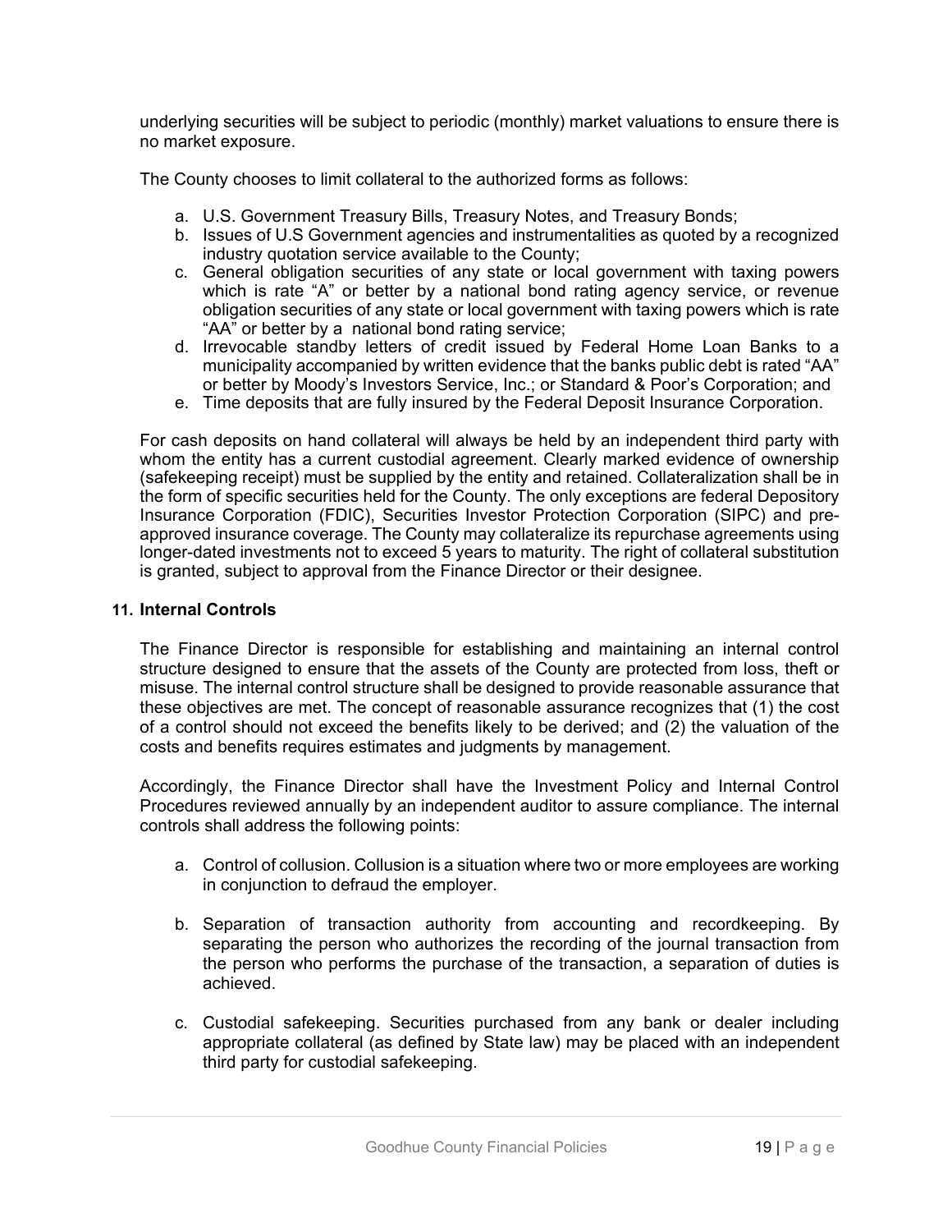underlying securities will be subject to periodic (monthly) market valuations to ensure there is no market exposure.

The County chooses to limit collateral to the authorized forms as follows:

a. U.S. Government Treasury Bills, Treasury Notes, and Treasury Bonds;
b. Issues of U.S Government agencies and instrumentalities as quoted by a recognized industry quotation service available to the County;
c. General obligation securities of any state or local government with taxing powers which is rate “A” or better by a national bond rating agency service, or revenue obligation securities of any state or local government with taxing powers which is rate “AA” or better by a national bond rating service;
d. Irrevocable standby letters of credit issued by Federal Home Loan Banks to a municipality accompanied by written evidence that the banks public debt is rated “AA” or better by Moody’s Investors Service, Inc.; or Standard & Poor’s Corporation; and
e. Time deposits that are fully insured by the Federal Deposit Insurance Corporation.

For cash deposits on hand collateral will always be held by an independent third party with whom the entity has a current custodial agreement. Clearly marked evidence of ownership (safekeeping receipt) must be supplied by the entity and retained. Collateralization shall be in the form of specific securities held for the County. The only exceptions are federal Depository Insurance Corporation (FDIC), Securities Investor Protection Corporation (SIPC) and pre-approved insurance coverage. The County may collateralize its repurchase agreements using longer-dated investments not to exceed 5 years to maturity. The right of collateral substitution is granted, subject to approval from the Finance Director or their designee.

### 11. Internal Controls

The Finance Director is responsible for establishing and maintaining an internal control structure designed to ensure that the assets of the County are protected from loss, theft or misuse. The internal control structure shall be designed to provide reasonable assurance that these objectives are met. The concept of reasonable assurance recognizes that (1) the cost of a control should not exceed the benefits likely to be derived; and (2) the valuation of the costs and benefits requires estimates and judgments by management.

Accordingly, the Finance Director shall have the Investment Policy and Internal Control Procedures reviewed annually by an independent auditor to assure compliance. The internal controls shall address the following points:

a. Control of collusion. Collusion is a situation where two or more employees are working in conjunction to defraud the employer.

b. Separation of transaction authority from accounting and recordkeeping. By separating the person who authorizes the recording of the journal transaction from the person who performs the purchase of the transaction, a separation of duties is achieved.

c. Custodial safekeeping. Securities purchased from any bank or dealer including appropriate collateral (as defined by State law) may be placed with an independent third party for custodial safekeeping.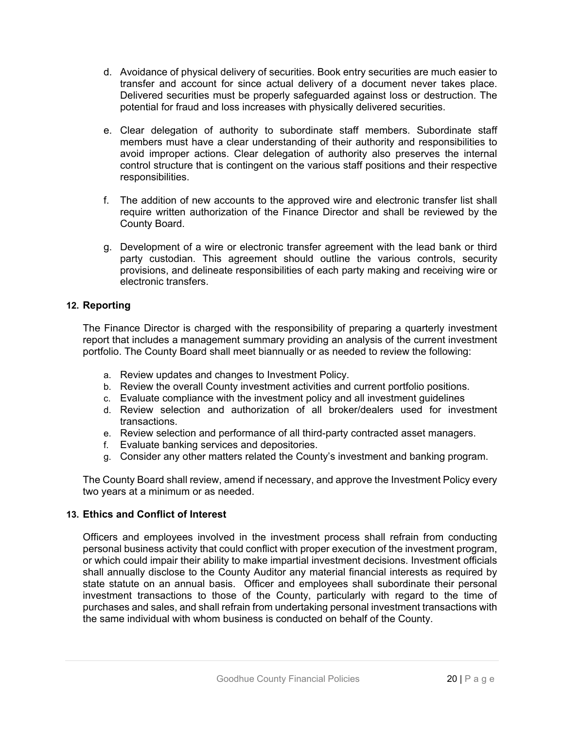d. Avoidance of physical delivery of securities. Book entry securities are much easier to transfer and account for since actual delivery of a document never takes place. Delivered securities must be properly safeguarded against loss or destruction. The potential for fraud and loss increases with physically delivered securities.

e. Clear delegation of authority to subordinate staff members. Subordinate staff members must have a clear understanding of their authority and responsibilities to avoid improper actions. Clear delegation of authority also preserves the internal control structure that is contingent on the various staff positions and their respective responsibilities.

f. The addition of new accounts to the approved wire and electronic transfer list shall require written authorization of the Finance Director and shall be reviewed by the County Board.

g. Development of a wire or electronic transfer agreement with the lead bank or third party custodian. This agreement should outline the various controls, security provisions, and delineate responsibilities of each party making and receiving wire or electronic transfers.

## 12. Reporting

The Finance Director is charged with the responsibility of preparing a quarterly investment report that includes a management summary providing an analysis of the current investment portfolio. The County Board shall meet biannually or as needed to review the following:

a. Review updates and changes to Investment Policy.
b. Review the overall County investment activities and current portfolio positions.
c. Evaluate compliance with the investment policy and all investment guidelines
d. Review selection and authorization of all broker/dealers used for investment transactions.
e. Review selection and performance of all third-party contracted asset managers.
f. Evaluate banking services and depositories.
g. Consider any other matters related the County's investment and banking program.

The County Board shall review, amend if necessary, and approve the Investment Policy every two years at a minimum or as needed.

## 13. Ethics and Conflict of Interest

Officers and employees involved in the investment process shall refrain from conducting personal business activity that could conflict with proper execution of the investment program, or which could impair their ability to make impartial investment decisions. Investment officials shall annually disclose to the County Auditor any material financial interests as required by state statute on an annual basis. Officer and employees shall subordinate their personal investment transactions to those of the County, particularly with regard to the time of purchases and sales, and shall refrain from undertaking personal investment transactions with the same individual with whom business is conducted on behalf of the County.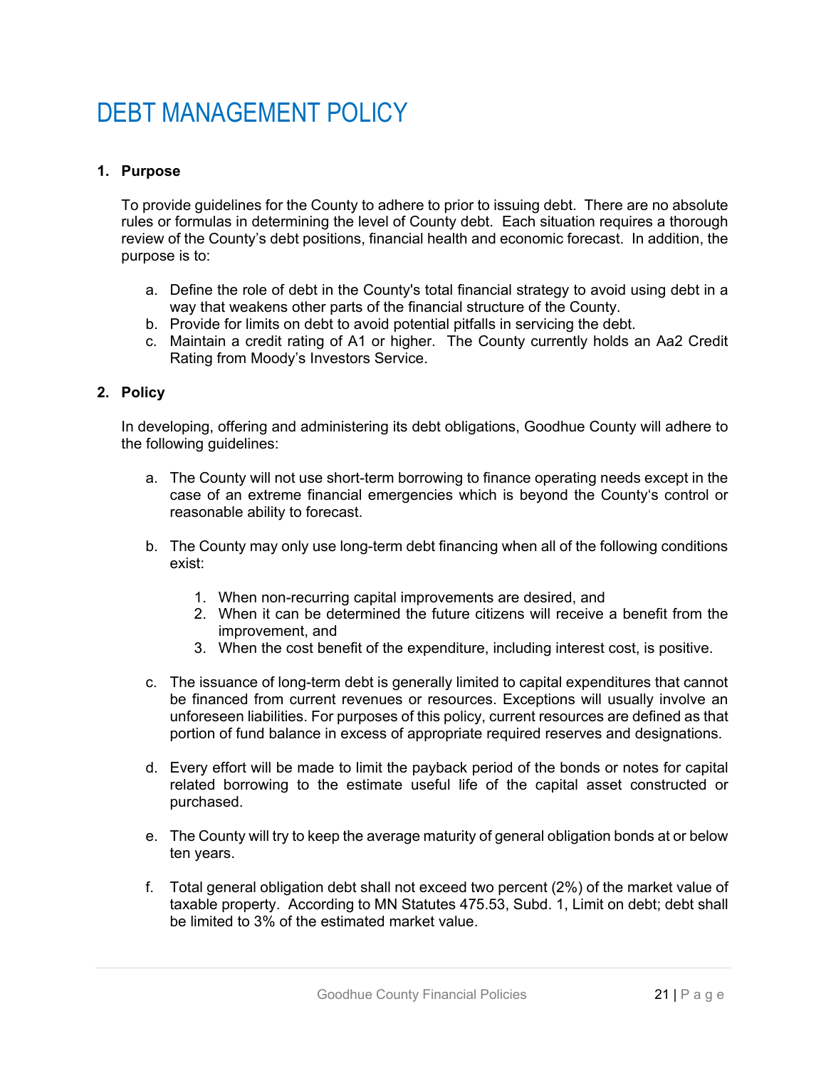# DEBT MANAGEMENT POLICY

**1. Purpose**

To provide guidelines for the County to adhere to prior to issuing debt. There are no absolute rules or formulas in determining the level of County debt. Each situation requires a thorough review of the County's debt positions, financial health and economic forecast. In addition, the purpose is to:

a. Define the role of debt in the County's total financial strategy to avoid using debt in a way that weakens other parts of the financial structure of the County.
b. Provide for limits on debt to avoid potential pitfalls in servicing the debt.
c. Maintain a credit rating of A1 or higher. The County currently holds an Aa2 Credit Rating from Moody's Investors Service.

**2. Policy**

In developing, offering and administering its debt obligations, Goodhue County will adhere to the following guidelines:

a. The County will not use short-term borrowing to finance operating needs except in the case of an extreme financial emergencies which is beyond the County's control or reasonable ability to forecast.

b. The County may only use long-term debt financing when all of the following conditions exist:

   1. When non-recurring capital improvements are desired, and
   2. When it can be determined the future citizens will receive a benefit from the improvement, and
   3. When the cost benefit of the expenditure, including interest cost, is positive.

c. The issuance of long-term debt is generally limited to capital expenditures that cannot be financed from current revenues or resources. Exceptions will usually involve an unforeseen liabilities. For purposes of this policy, current resources are defined as that portion of fund balance in excess of appropriate required reserves and designations.

d. Every effort will be made to limit the payback period of the bonds or notes for capital related borrowing to the estimate useful life of the capital asset constructed or purchased.

e. The County will try to keep the average maturity of general obligation bonds at or below ten years.

f. Total general obligation debt shall not exceed two percent (2%) of the market value of taxable property. According to MN Statutes 475.53, Subd. 1, Limit on debt; debt shall be limited to 3% of the estimated market value.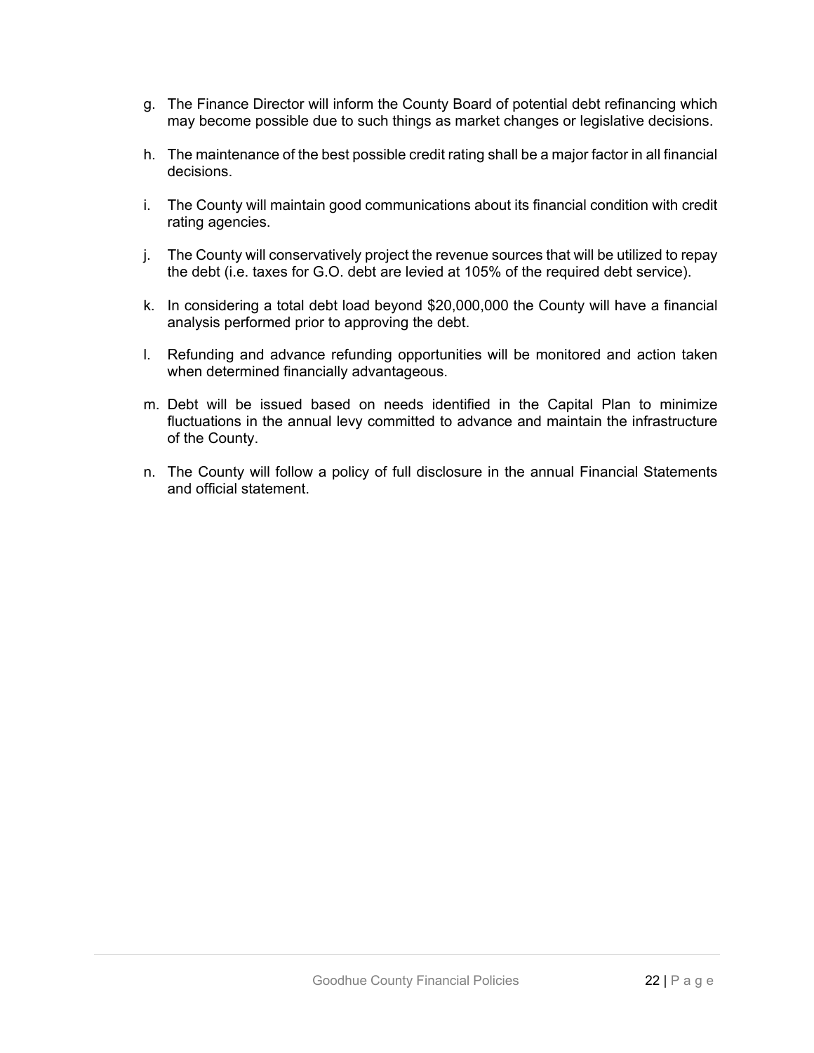g. The Finance Director will inform the County Board of potential debt refinancing which may become possible due to such things as market changes or legislative decisions.

h. The maintenance of the best possible credit rating shall be a major factor in all financial decisions.

i. The County will maintain good communications about its financial condition with credit rating agencies.

j. The County will conservatively project the revenue sources that will be utilized to repay the debt (i.e. taxes for G.O. debt are levied at 105% of the required debt service).

k. In considering a total debt load beyond $20,000,000 the County will have a financial analysis performed prior to approving the debt.

l. Refunding and advance refunding opportunities will be monitored and action taken when determined financially advantageous.

m. Debt will be issued based on needs identified in the Capital Plan to minimize fluctuations in the annual levy committed to advance and maintain the infrastructure of the County.

n. The County will follow a policy of full disclosure in the annual Financial Statements and official statement.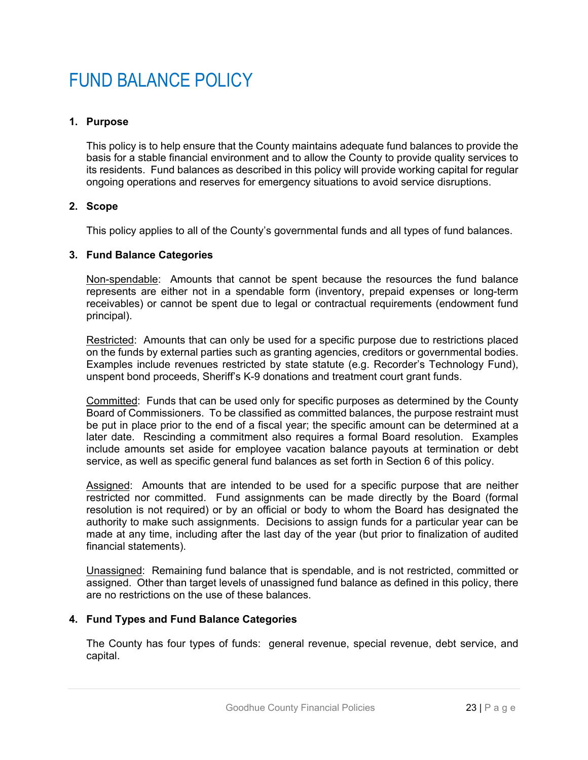# FUND BALANCE POLICY

**1. Purpose**

This policy is to help ensure that the County maintains adequate fund balances to provide the basis for a stable financial environment and to allow the County to provide quality services to its residents. Fund balances as described in this policy will provide working capital for regular ongoing operations and reserves for emergency situations to avoid service disruptions.

**2. Scope**

This policy applies to all of the County's governmental funds and all types of fund balances.

**3. Fund Balance Categories**

<u>Non-spendable</u>: Amounts that cannot be spent because the resources the fund balance represents are either not in a spendable form (inventory, prepaid expenses or long-term receivables) or cannot be spent due to legal or contractual requirements (endowment fund principal).

<u>Restricted</u>: Amounts that can only be used for a specific purpose due to restrictions placed on the funds by external parties such as granting agencies, creditors or governmental bodies. Examples include revenues restricted by state statute (e.g. Recorder's Technology Fund), unspent bond proceeds, Sheriff's K-9 donations and treatment court grant funds.

<u>Committed</u>: Funds that can be used only for specific purposes as determined by the County Board of Commissioners. To be classified as committed balances, the purpose restraint must be put in place prior to the end of a fiscal year; the specific amount can be determined at a later date. Rescinding a commitment also requires a formal Board resolution. Examples include amounts set aside for employee vacation balance payouts at termination or debt service, as well as specific general fund balances as set forth in Section 6 of this policy.

<u>Assigned</u>: Amounts that are intended to be used for a specific purpose that are neither restricted nor committed. Fund assignments can be made directly by the Board (formal resolution is not required) or by an official or body to whom the Board has designated the authority to make such assignments. Decisions to assign funds for a particular year can be made at any time, including after the last day of the year (but prior to finalization of audited financial statements).

<u>Unassigned</u>: Remaining fund balance that is spendable, and is not restricted, committed or assigned. Other than target levels of unassigned fund balance as defined in this policy, there are no restrictions on the use of these balances.

**4. Fund Types and Fund Balance Categories**

The County has four types of funds: general revenue, special revenue, debt service, and capital.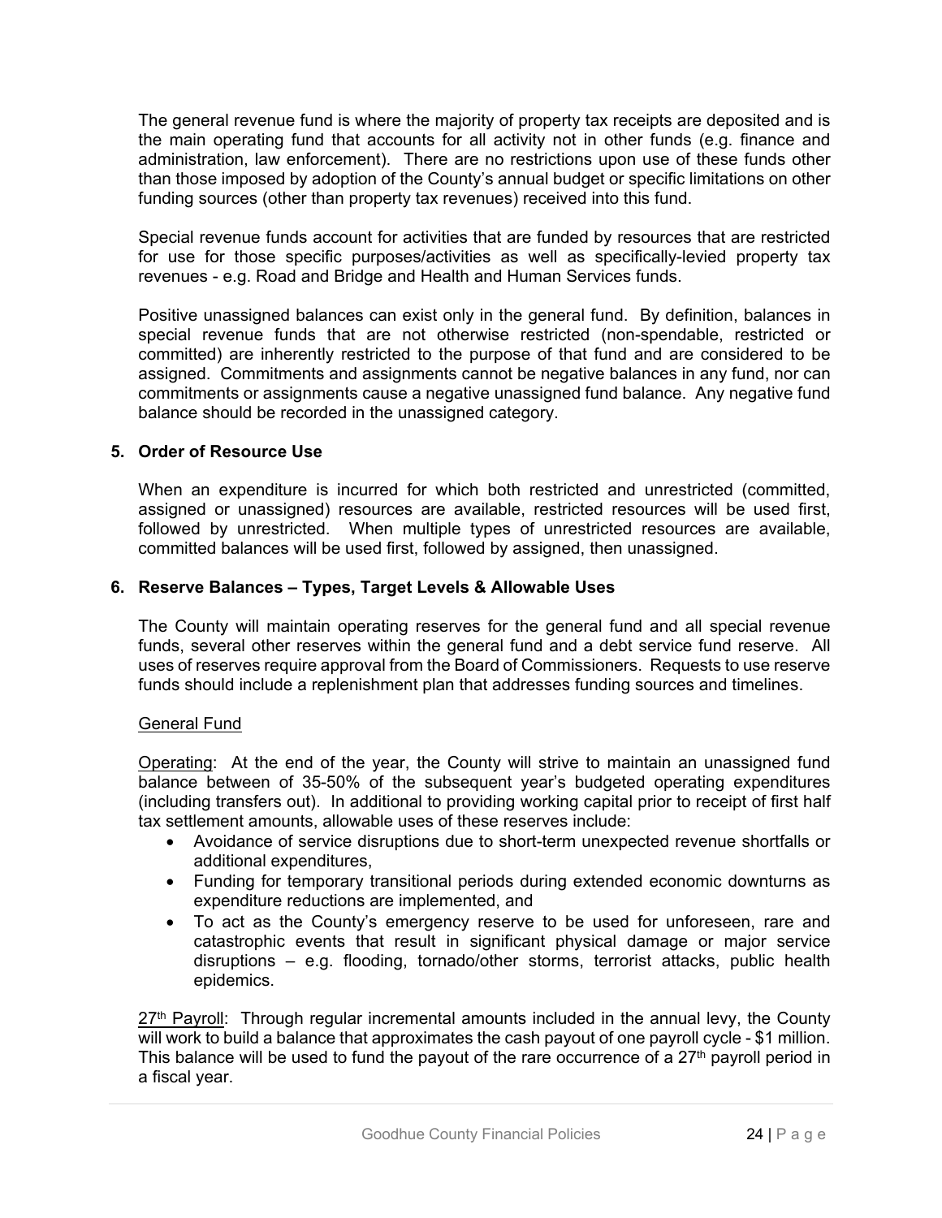The general revenue fund is where the majority of property tax receipts are deposited and is the main operating fund that accounts for all activity not in other funds (e.g. finance and administration, law enforcement). There are no restrictions upon use of these funds other than those imposed by adoption of the County's annual budget or specific limitations on other funding sources (other than property tax revenues) received into this fund.

Special revenue funds account for activities that are funded by resources that are restricted for use for those specific purposes/activities as well as specifically-levied property tax revenues - e.g. Road and Bridge and Health and Human Services funds.

Positive unassigned balances can exist only in the general fund. By definition, balances in special revenue funds that are not otherwise restricted (non-spendable, restricted or committed) are inherently restricted to the purpose of that fund and are considered to be assigned. Commitments and assignments cannot be negative balances in any fund, nor can commitments or assignments cause a negative unassigned fund balance. Any negative fund balance should be recorded in the unassigned category.

### 5. Order of Resource Use

When an expenditure is incurred for which both restricted and unrestricted (committed, assigned or unassigned) resources are available, restricted resources will be used first, followed by unrestricted. When multiple types of unrestricted resources are available, committed balances will be used first, followed by assigned, then unassigned.

### 6. Reserve Balances – Types, Target Levels & Allowable Uses

The County will maintain operating reserves for the general fund and all special revenue funds, several other reserves within the general fund and a debt service fund reserve. All uses of reserves require approval from the Board of Commissioners. Requests to use reserve funds should include a replenishment plan that addresses funding sources and timelines.

General Fund

Operating: At the end of the year, the County will strive to maintain an unassigned fund balance between of 35-50% of the subsequent year's budgeted operating expenditures (including transfers out). In additional to providing working capital prior to receipt of first half tax settlement amounts, allowable uses of these reserves include:

- Avoidance of service disruptions due to short-term unexpected revenue shortfalls or additional expenditures,
- Funding for temporary transitional periods during extended economic downturns as expenditure reductions are implemented, and
- To act as the County's emergency reserve to be used for unforeseen, rare and catastrophic events that result in significant physical damage or major service disruptions – e.g. flooding, tornado/other storms, terrorist attacks, public health epidemics.

27th Payroll: Through regular incremental amounts included in the annual levy, the County will work to build a balance that approximates the cash payout of one payroll cycle - $1 million. This balance will be used to fund the payout of the rare occurrence of a 27th payroll period in a fiscal year.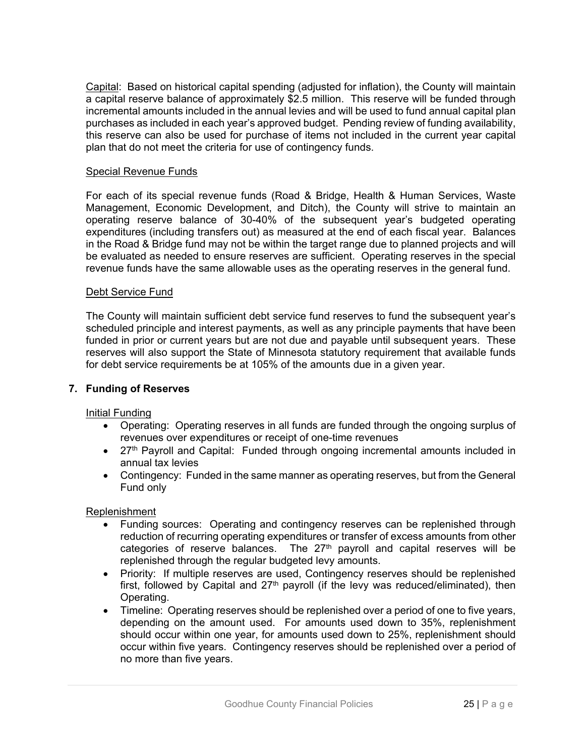Capital: Based on historical capital spending (adjusted for inflation), the County will maintain a capital reserve balance of approximately $2.5 million. This reserve will be funded through incremental amounts included in the annual levies and will be used to fund annual capital plan purchases as included in each year's approved budget. Pending review of funding availability, this reserve can also be used for purchase of items not included in the current year capital plan that do not meet the criteria for use of contingency funds.

Special Revenue Funds

For each of its special revenue funds (Road & Bridge, Health & Human Services, Waste Management, Economic Development, and Ditch), the County will strive to maintain an operating reserve balance of 30-40% of the subsequent year's budgeted operating expenditures (including transfers out) as measured at the end of each fiscal year. Balances in the Road & Bridge fund may not be within the target range due to planned projects and will be evaluated as needed to ensure reserves are sufficient. Operating reserves in the special revenue funds have the same allowable uses as the operating reserves in the general fund.

Debt Service Fund

The County will maintain sufficient debt service fund reserves to fund the subsequent year's scheduled principle and interest payments, as well as any principle payments that have been funded in prior or current years but are not due and payable until subsequent years. These reserves will also support the State of Minnesota statutory requirement that available funds for debt service requirements be at 105% of the amounts due in a given year.

## 7. Funding of Reserves

Initial Funding

- Operating: Operating reserves in all funds are funded through the ongoing surplus of revenues over expenditures or receipt of one-time revenues
- 27th Payroll and Capital: Funded through ongoing incremental amounts included in annual tax levies
- Contingency: Funded in the same manner as operating reserves, but from the General Fund only

Replenishment

- Funding sources: Operating and contingency reserves can be replenished through reduction of recurring operating expenditures or transfer of excess amounts from other categories of reserve balances. The 27th payroll and capital reserves will be replenished through the regular budgeted levy amounts.
- Priority: If multiple reserves are used, Contingency reserves should be replenished first, followed by Capital and 27th payroll (if the levy was reduced/eliminated), then Operating.
- Timeline: Operating reserves should be replenished over a period of one to five years, depending on the amount used. For amounts used down to 35%, replenishment should occur within one year, for amounts used down to 25%, replenishment should occur within five years. Contingency reserves should be replenished over a period of no more than five years.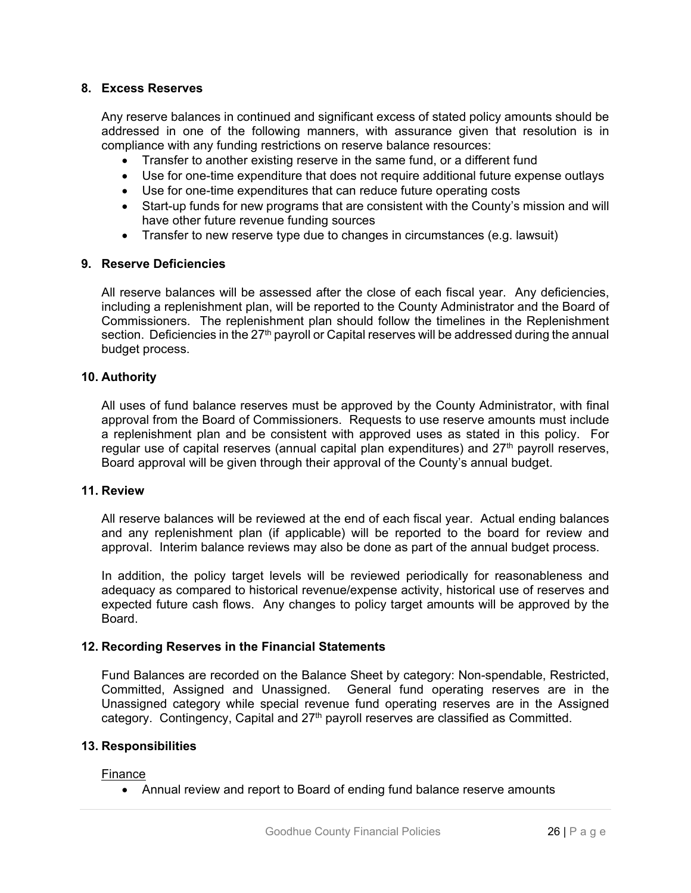## 8. Excess Reserves

Any reserve balances in continued and significant excess of stated policy amounts should be addressed in one of the following manners, with assurance given that resolution is in compliance with any funding restrictions on reserve balance resources:

- Transfer to another existing reserve in the same fund, or a different fund
- Use for one-time expenditure that does not require additional future expense outlays
- Use for one-time expenditures that can reduce future operating costs
- Start-up funds for new programs that are consistent with the County's mission and will have other future revenue funding sources
- Transfer to new reserve type due to changes in circumstances (e.g. lawsuit)

## 9. Reserve Deficiencies

All reserve balances will be assessed after the close of each fiscal year. Any deficiencies, including a replenishment plan, will be reported to the County Administrator and the Board of Commissioners. The replenishment plan should follow the timelines in the Replenishment section. Deficiencies in the 27th payroll or Capital reserves will be addressed during the annual budget process.

## 10. Authority

All uses of fund balance reserves must be approved by the County Administrator, with final approval from the Board of Commissioners. Requests to use reserve amounts must include a replenishment plan and be consistent with approved uses as stated in this policy. For regular use of capital reserves (annual capital plan expenditures) and 27th payroll reserves, Board approval will be given through their approval of the County's annual budget.

## 11. Review

All reserve balances will be reviewed at the end of each fiscal year. Actual ending balances and any replenishment plan (if applicable) will be reported to the board for review and approval. Interim balance reviews may also be done as part of the annual budget process.

In addition, the policy target levels will be reviewed periodically for reasonableness and adequacy as compared to historical revenue/expense activity, historical use of reserves and expected future cash flows. Any changes to policy target amounts will be approved by the Board.

## 12. Recording Reserves in the Financial Statements

Fund Balances are recorded on the Balance Sheet by category: Non-spendable, Restricted, Committed, Assigned and Unassigned. General fund operating reserves are in the Unassigned category while special revenue fund operating reserves are in the Assigned category. Contingency, Capital and 27th payroll reserves are classified as Committed.

## 13. Responsibilities

Finance

- Annual review and report to Board of ending fund balance reserve amounts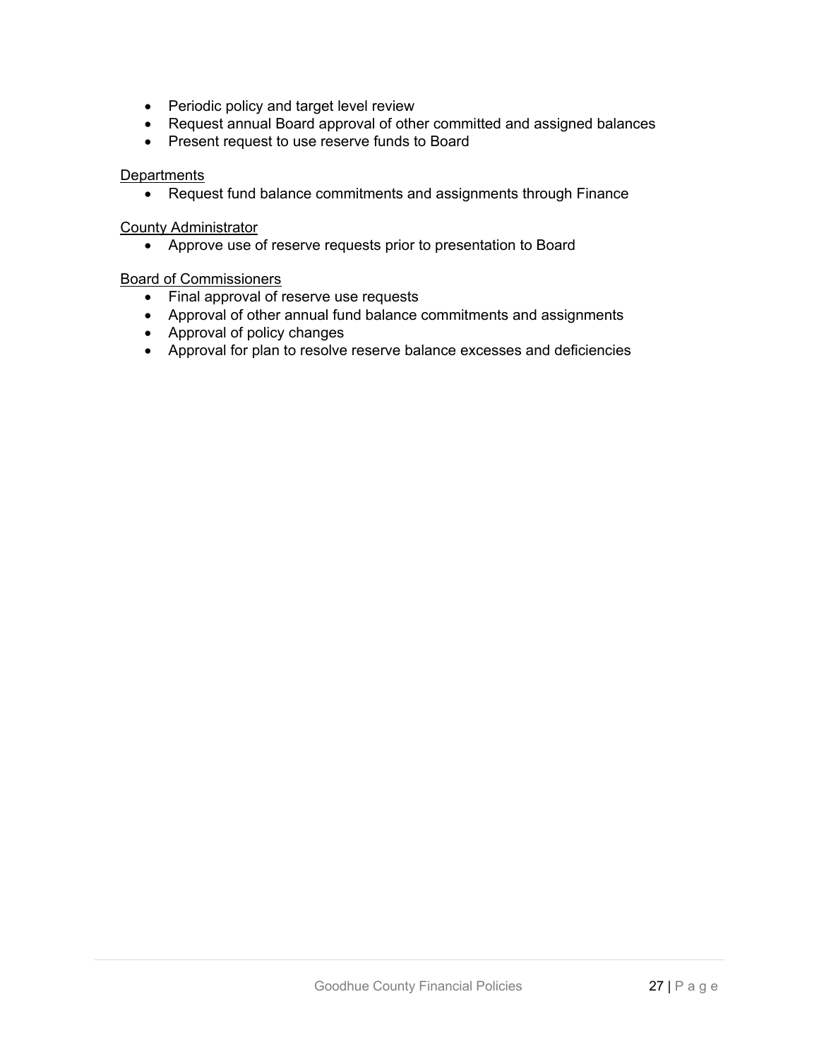- Periodic policy and target level review
- Request annual Board approval of other committed and assigned balances
- Present request to use reserve funds to Board

<u>Departments</u>

- Request fund balance commitments and assignments through Finance

<u>County Administrator</u>

- Approve use of reserve requests prior to presentation to Board

<u>Board of Commissioners</u>

- Final approval of reserve use requests
- Approval of other annual fund balance commitments and assignments
- Approval of policy changes
- Approval for plan to resolve reserve balance excesses and deficiencies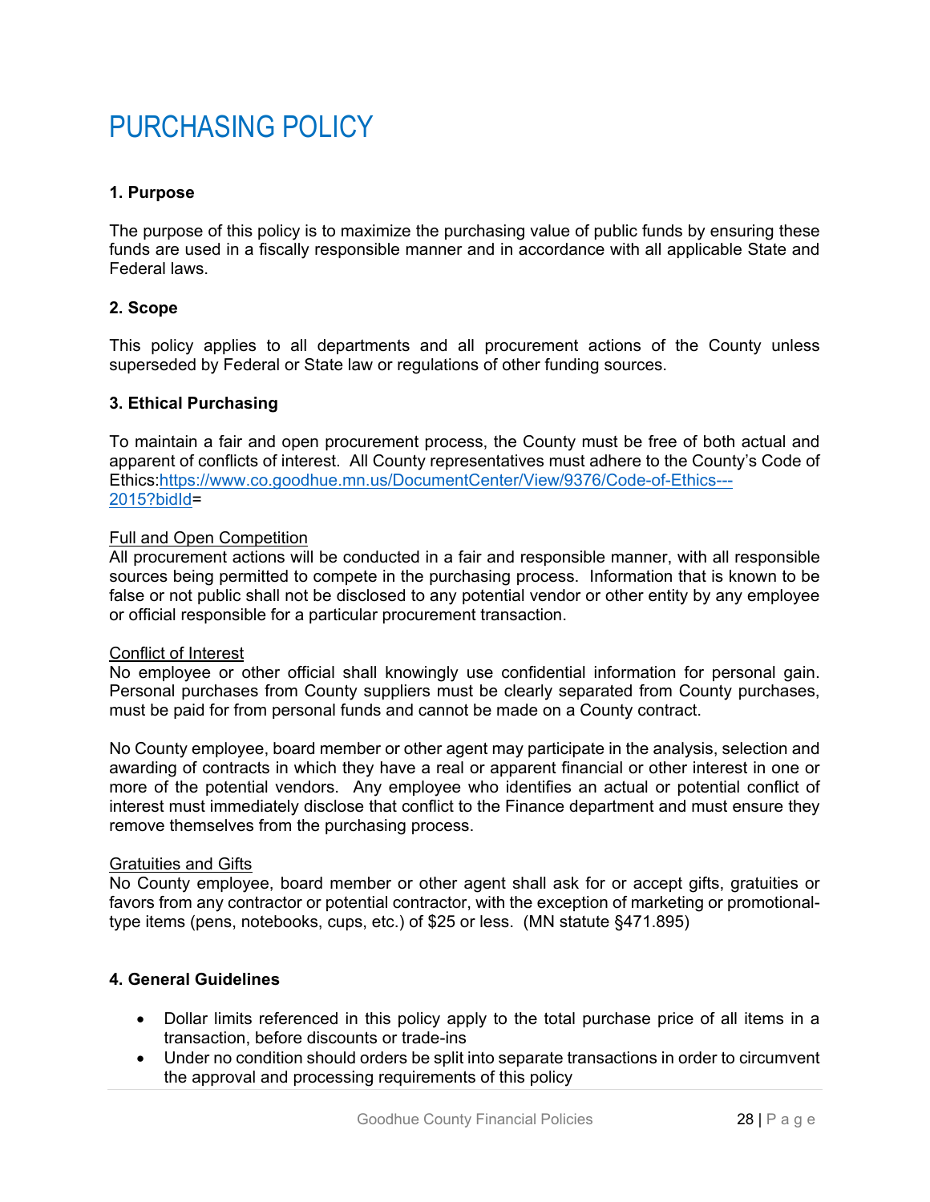# PURCHASING POLICY

**1. Purpose**

The purpose of this policy is to maximize the purchasing value of public funds by ensuring these funds are used in a fiscally responsible manner and in accordance with all applicable State and Federal laws.

**2. Scope**

This policy applies to all departments and all procurement actions of the County unless superseded by Federal or State law or regulations of other funding sources.

**3. Ethical Purchasing**

To maintain a fair and open procurement process, the County must be free of both actual and apparent of conflicts of interest. All County representatives must adhere to the County's Code of Ethics:https://www.co.goodhue.mn.us/DocumentCenter/View/9376/Code-of-Ethics---2015?bidId=

Full and Open Competition
All procurement actions will be conducted in a fair and responsible manner, with all responsible sources being permitted to compete in the purchasing process. Information that is known to be false or not public shall not be disclosed to any potential vendor or other entity by any employee or official responsible for a particular procurement transaction.

Conflict of Interest
No employee or other official shall knowingly use confidential information for personal gain. Personal purchases from County suppliers must be clearly separated from County purchases, must be paid for from personal funds and cannot be made on a County contract.

No County employee, board member or other agent may participate in the analysis, selection and awarding of contracts in which they have a real or apparent financial or other interest in one or more of the potential vendors. Any employee who identifies an actual or potential conflict of interest must immediately disclose that conflict to the Finance department and must ensure they remove themselves from the purchasing process.

Gratuities and Gifts
No County employee, board member or other agent shall ask for or accept gifts, gratuities or favors from any contractor or potential contractor, with the exception of marketing or promotional-type items (pens, notebooks, cups, etc.) of $25 or less. (MN statute §471.895)

**4. General Guidelines**

- Dollar limits referenced in this policy apply to the total purchase price of all items in a transaction, before discounts or trade-ins
- Under no condition should orders be split into separate transactions in order to circumvent the approval and processing requirements of this policy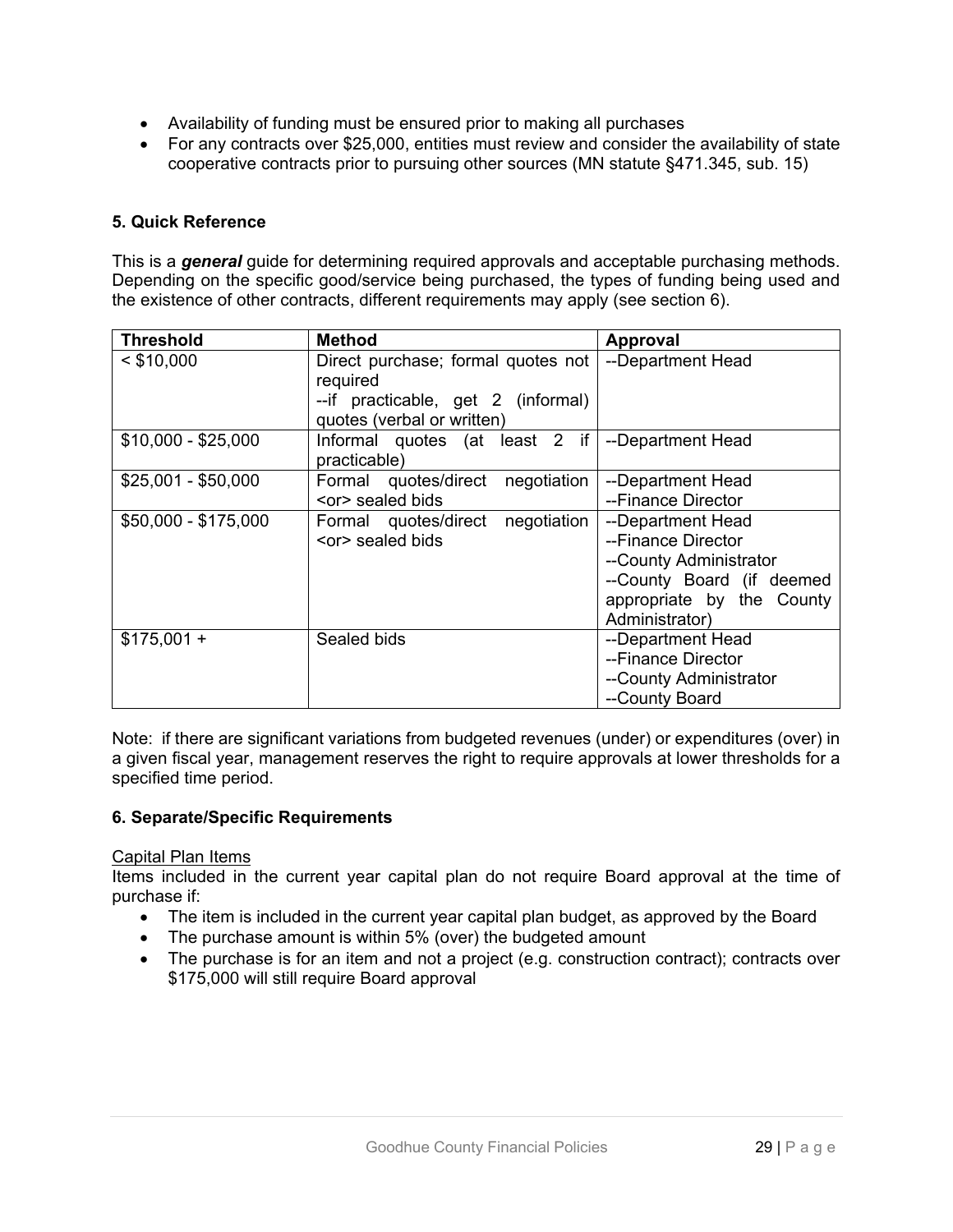- Availability of funding must be ensured prior to making all purchases
- For any contracts over $25,000, entities must review and consider the availability of state cooperative contracts prior to pursuing other sources (MN statute §471.345, sub. 15)

### 5. Quick Reference

This is a ***general*** guide for determining required approvals and acceptable purchasing methods. Depending on the specific good/service being purchased, the types of funding being used and the existence of other contracts, different requirements may apply (see section 6).

| Threshold | Method | Approval |
|---|---|---|
| < $10,000 | Direct purchase; formal quotes not required<br>--if practicable, get 2 (informal) quotes (verbal or written) | --Department Head |
| $10,000 - $25,000 | Informal quotes (at least 2 if practicable) | --Department Head |
| $25,001 - $50,000 | Formal quotes/direct negotiation <or> sealed bids | --Department Head<br>--Finance Director |
| $50,000 - $175,000 | Formal quotes/direct negotiation <or> sealed bids | --Department Head<br>--Finance Director<br>--County Administrator<br>--County Board (if deemed appropriate by the County Administrator) |
| $175,001 + | Sealed bids | --Department Head<br>--Finance Director<br>--County Administrator<br>--County Board |

Note: if there are significant variations from budgeted revenues (under) or expenditures (over) in a given fiscal year, management reserves the right to require approvals at lower thresholds for a specified time period.

### 6. Separate/Specific Requirements

Capital Plan Items

Items included in the current year capital plan do not require Board approval at the time of purchase if:

- The item is included in the current year capital plan budget, as approved by the Board
- The purchase amount is within 5% (over) the budgeted amount
- The purchase is for an item and not a project (e.g. construction contract); contracts over $175,000 will still require Board approval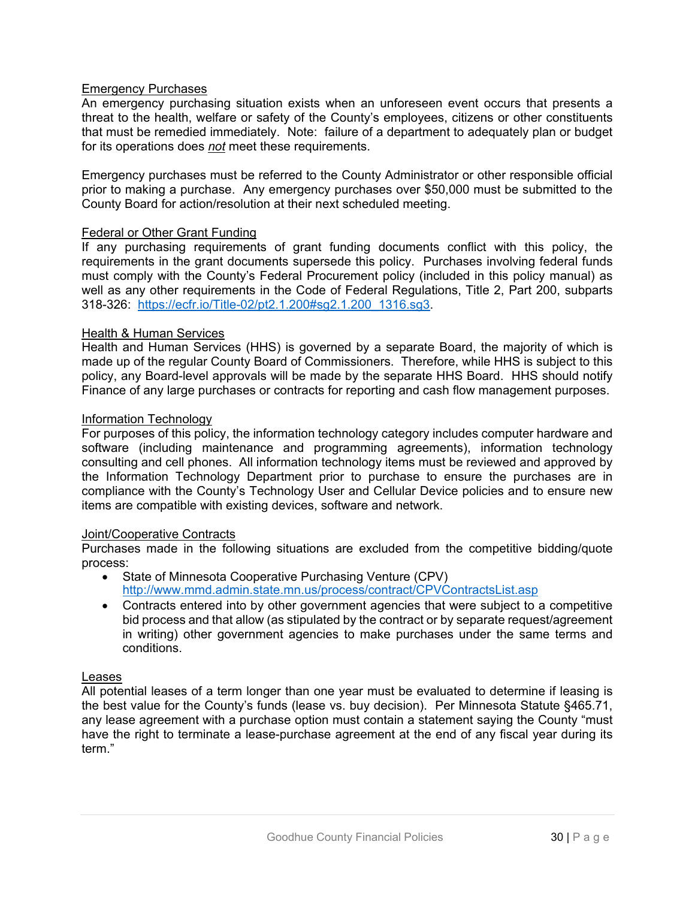<u>Emergency Purchases</u>

An emergency purchasing situation exists when an unforeseen event occurs that presents a threat to the health, welfare or safety of the County's employees, citizens or other constituents that must be remedied immediately. Note: failure of a department to adequately plan or budget for its operations does ***not*** meet these requirements.

Emergency purchases must be referred to the County Administrator or other responsible official prior to making a purchase. Any emergency purchases over $50,000 must be submitted to the County Board for action/resolution at their next scheduled meeting.

<u>Federal or Other Grant Funding</u>

If any purchasing requirements of grant funding documents conflict with this policy, the requirements in the grant documents supersede this policy. Purchases involving federal funds must comply with the County's Federal Procurement policy (included in this policy manual) as well as any other requirements in the Code of Federal Regulations, Title 2, Part 200, subparts 318-326: [https://ecfr.io/Title-02/pt2.1.200#sg2.1.200_1316.sg3](https://ecfr.io/Title-02/pt2.1.200#sg2.1.200_1316.sg3).

<u>Health & Human Services</u>

Health and Human Services (HHS) is governed by a separate Board, the majority of which is made up of the regular County Board of Commissioners. Therefore, while HHS is subject to this policy, any Board-level approvals will be made by the separate HHS Board. HHS should notify Finance of any large purchases or contracts for reporting and cash flow management purposes.

<u>Information Technology</u>

For purposes of this policy, the information technology category includes computer hardware and software (including maintenance and programming agreements), information technology consulting and cell phones. All information technology items must be reviewed and approved by the Information Technology Department prior to purchase to ensure the purchases are in compliance with the County's Technology User and Cellular Device policies and to ensure new items are compatible with existing devices, software and network.

<u>Joint/Cooperative Contracts</u>

Purchases made in the following situations are excluded from the competitive bidding/quote process:

- State of Minnesota Cooperative Purchasing Venture (CPV) [http://www.mmd.admin.state.mn.us/process/contract/CPVContractsList.asp](http://www.mmd.admin.state.mn.us/process/contract/CPVContractsList.asp)
- Contracts entered into by other government agencies that were subject to a competitive bid process and that allow (as stipulated by the contract or by separate request/agreement in writing) other government agencies to make purchases under the same terms and conditions.

<u>Leases</u>

All potential leases of a term longer than one year must be evaluated to determine if leasing is the best value for the County's funds (lease vs. buy decision). Per Minnesota Statute §465.71, any lease agreement with a purchase option must contain a statement saying the County "must have the right to terminate a lease-purchase agreement at the end of any fiscal year during its term."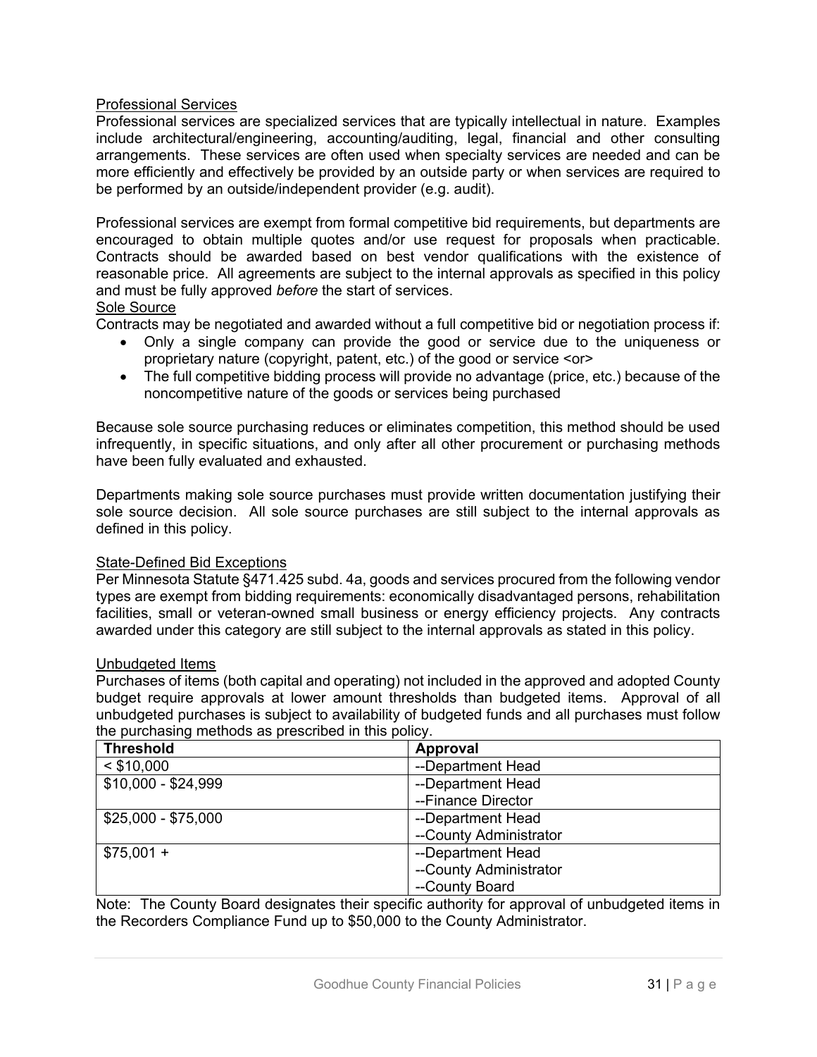### Professional Services

Professional services are specialized services that are typically intellectual in nature. Examples include architectural/engineering, accounting/auditing, legal, financial and other consulting arrangements. These services are often used when specialty services are needed and can be more efficiently and effectively be provided by an outside party or when services are required to be performed by an outside/independent provider (e.g. audit).

Professional services are exempt from formal competitive bid requirements, but departments are encouraged to obtain multiple quotes and/or use request for proposals when practicable. Contracts should be awarded based on best vendor qualifications with the existence of reasonable price. All agreements are subject to the internal approvals as specified in this policy and must be fully approved *before* the start of services.

### Sole Source

Contracts may be negotiated and awarded without a full competitive bid or negotiation process if:

- Only a single company can provide the good or service due to the uniqueness or proprietary nature (copyright, patent, etc.) of the good or service <or>
- The full competitive bidding process will provide no advantage (price, etc.) because of the noncompetitive nature of the goods or services being purchased

Because sole source purchasing reduces or eliminates competition, this method should be used infrequently, in specific situations, and only after all other procurement or purchasing methods have been fully evaluated and exhausted.

Departments making sole source purchases must provide written documentation justifying their sole source decision. All sole source purchases are still subject to the internal approvals as defined in this policy.

### State-Defined Bid Exceptions

Per Minnesota Statute §471.425 subd. 4a, goods and services procured from the following vendor types are exempt from bidding requirements: economically disadvantaged persons, rehabilitation facilities, small or veteran-owned small business or energy efficiency projects. Any contracts awarded under this category are still subject to the internal approvals as stated in this policy.

### Unbudgeted Items

Purchases of items (both capital and operating) not included in the approved and adopted County budget require approvals at lower amount thresholds than budgeted items. Approval of all unbudgeted purchases is subject to availability of budgeted funds and all purchases must follow the purchasing methods as prescribed in this policy.

| Threshold | Approval |
|---|---|
| < $10,000 | --Department Head |
| $10,000 - $24,999 | --Department Head<br>--Finance Director |
| $25,000 - $75,000 | --Department Head<br>--County Administrator |
| $75,001 + | --Department Head<br>--County Administrator<br>--County Board |

Note: The County Board designates their specific authority for approval of unbudgeted items in the Recorders Compliance Fund up to $50,000 to the County Administrator.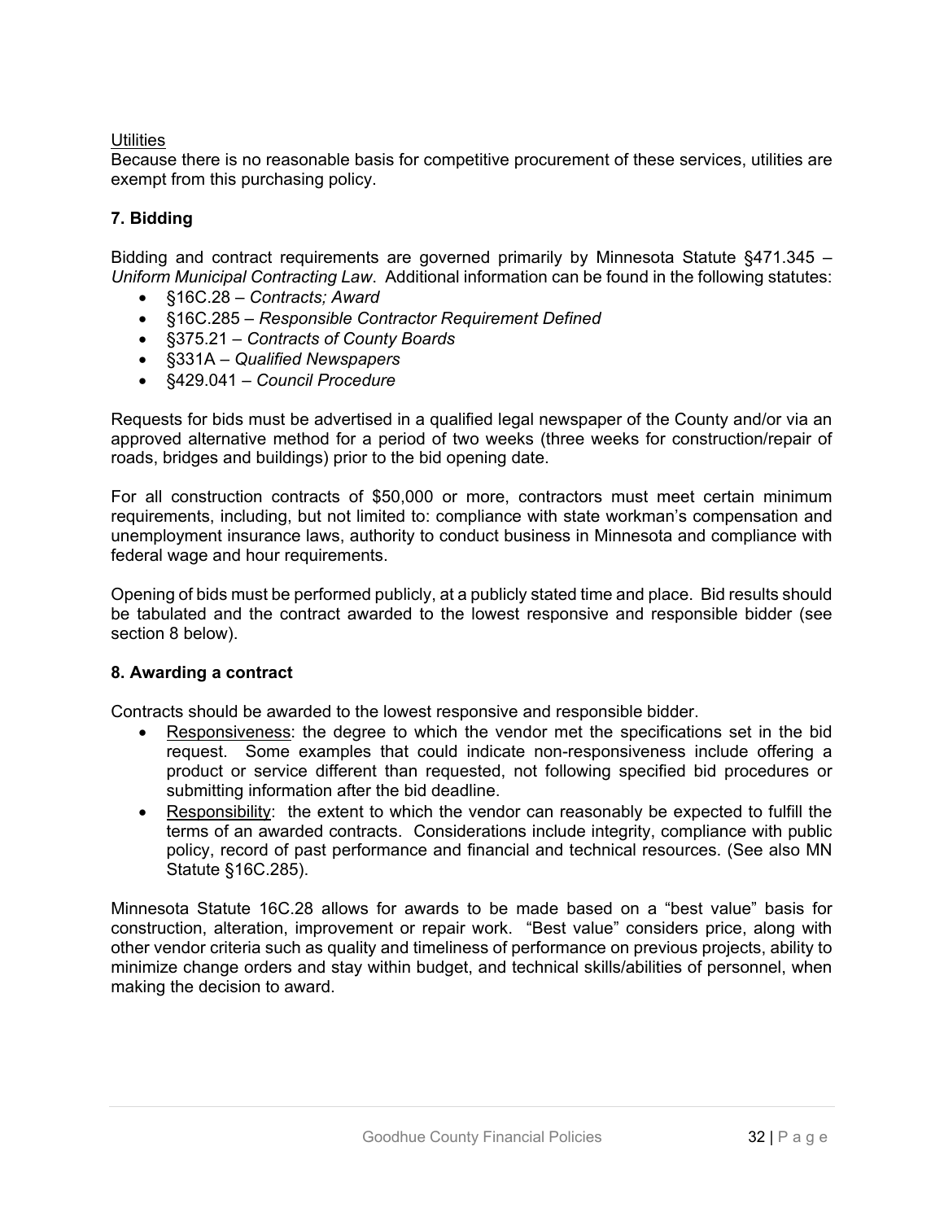Utilities

Because there is no reasonable basis for competitive procurement of these services, utilities are exempt from this purchasing policy.

### 7. Bidding

Bidding and contract requirements are governed primarily by Minnesota Statute §471.345 – *Uniform Municipal Contracting Law*. Additional information can be found in the following statutes:

- §16C.28 – *Contracts; Award*
- §16C.285 – *Responsible Contractor Requirement Defined*
- §375.21 – *Contracts of County Boards*
- §331A – *Qualified Newspapers*
- §429.041 – *Council Procedure*

Requests for bids must be advertised in a qualified legal newspaper of the County and/or via an approved alternative method for a period of two weeks (three weeks for construction/repair of roads, bridges and buildings) prior to the bid opening date.

For all construction contracts of $50,000 or more, contractors must meet certain minimum requirements, including, but not limited to: compliance with state workman's compensation and unemployment insurance laws, authority to conduct business in Minnesota and compliance with federal wage and hour requirements.

Opening of bids must be performed publicly, at a publicly stated time and place. Bid results should be tabulated and the contract awarded to the lowest responsive and responsible bidder (see section 8 below).

### 8. Awarding a contract

Contracts should be awarded to the lowest responsive and responsible bidder.

- Responsiveness: the degree to which the vendor met the specifications set in the bid request. Some examples that could indicate non-responsiveness include offering a product or service different than requested, not following specified bid procedures or submitting information after the bid deadline.
- Responsibility: the extent to which the vendor can reasonably be expected to fulfill the terms of an awarded contracts. Considerations include integrity, compliance with public policy, record of past performance and financial and technical resources. (See also MN Statute §16C.285).

Minnesota Statute 16C.28 allows for awards to be made based on a "best value" basis for construction, alteration, improvement or repair work. "Best value" considers price, along with other vendor criteria such as quality and timeliness of performance on previous projects, ability to minimize change orders and stay within budget, and technical skills/abilities of personnel, when making the decision to award.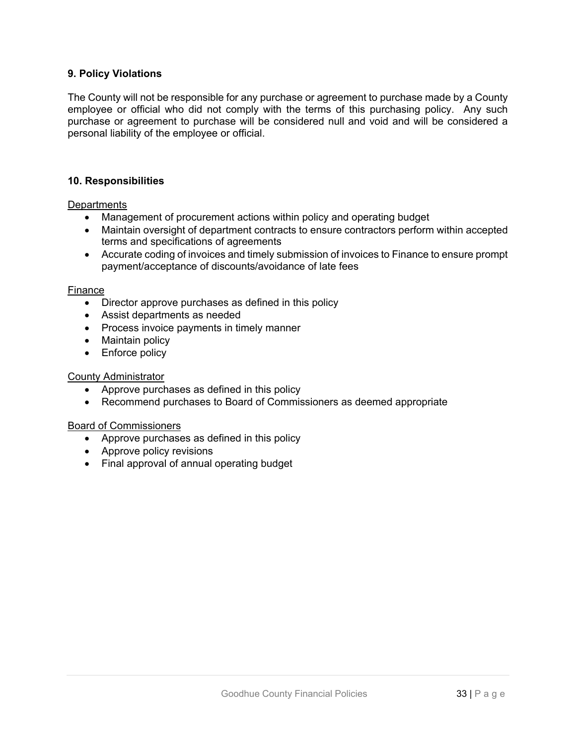### 9. Policy Violations

The County will not be responsible for any purchase or agreement to purchase made by a County employee or official who did not comply with the terms of this purchasing policy. Any such purchase or agreement to purchase will be considered null and void and will be considered a personal liability of the employee or official.

### 10. Responsibilities

<u>Departments</u>

- Management of procurement actions within policy and operating budget
- Maintain oversight of department contracts to ensure contractors perform within accepted terms and specifications of agreements
- Accurate coding of invoices and timely submission of invoices to Finance to ensure prompt payment/acceptance of discounts/avoidance of late fees

<u>Finance</u>

- Director approve purchases as defined in this policy
- Assist departments as needed
- Process invoice payments in timely manner
- Maintain policy
- Enforce policy

<u>County Administrator</u>

- Approve purchases as defined in this policy
- Recommend purchases to Board of Commissioners as deemed appropriate

<u>Board of Commissioners</u>

- Approve purchases as defined in this policy
- Approve policy revisions
- Final approval of annual operating budget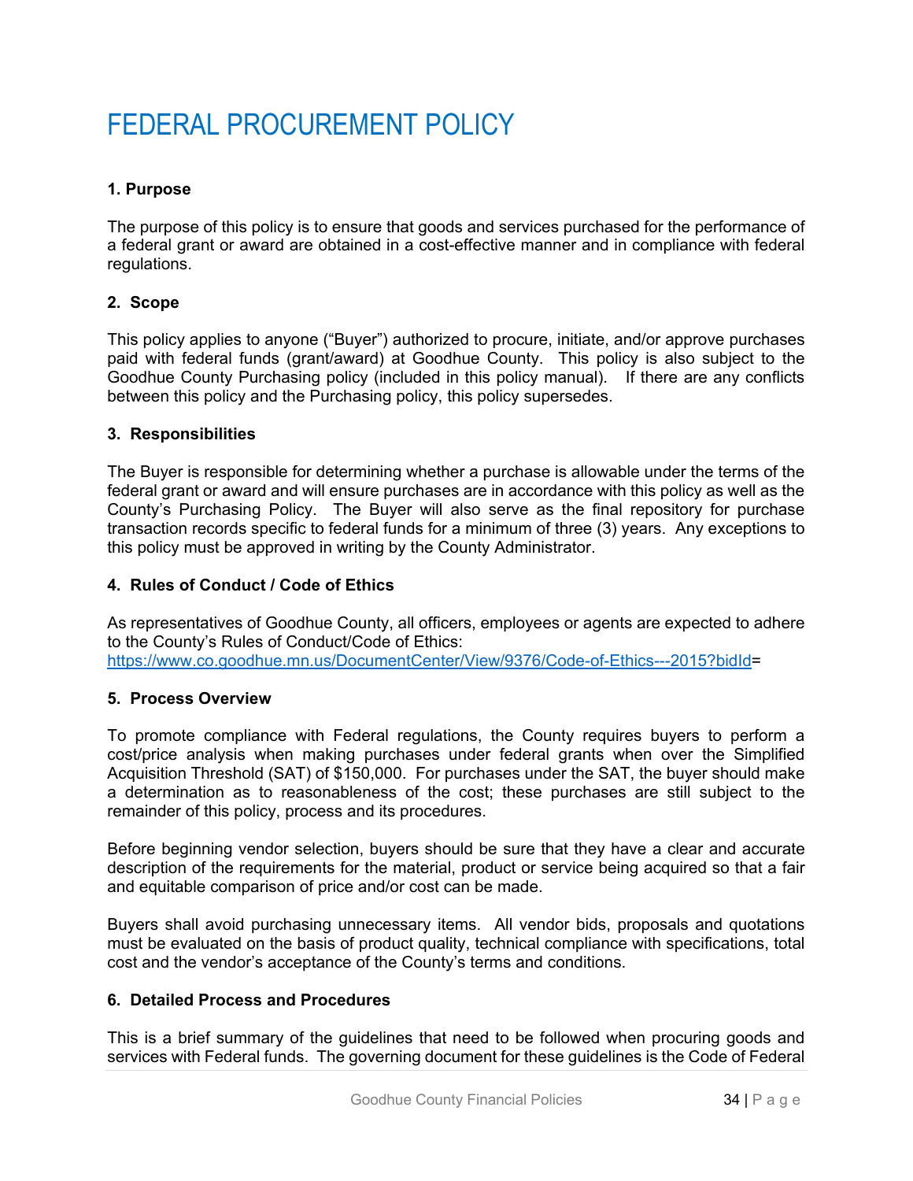# FEDERAL PROCUREMENT POLICY

**1. Purpose**

The purpose of this policy is to ensure that goods and services purchased for the performance of a federal grant or award are obtained in a cost-effective manner and in compliance with federal regulations.

**2. Scope**

This policy applies to anyone ("Buyer") authorized to procure, initiate, and/or approve purchases paid with federal funds (grant/award) at Goodhue County. This policy is also subject to the Goodhue County Purchasing policy (included in this policy manual). If there are any conflicts between this policy and the Purchasing policy, this policy supersedes.

**3. Responsibilities**

The Buyer is responsible for determining whether a purchase is allowable under the terms of the federal grant or award and will ensure purchases are in accordance with this policy as well as the County's Purchasing Policy. The Buyer will also serve as the final repository for purchase transaction records specific to federal funds for a minimum of three (3) years. Any exceptions to this policy must be approved in writing by the County Administrator.

**4. Rules of Conduct / Code of Ethics**

As representatives of Goodhue County, all officers, employees or agents are expected to adhere to the County's Rules of Conduct/Code of Ethics:
https://www.co.goodhue.mn.us/DocumentCenter/View/9376/Code-of-Ethics---2015?bidId=

**5. Process Overview**

To promote compliance with Federal regulations, the County requires buyers to perform a cost/price analysis when making purchases under federal grants when over the Simplified Acquisition Threshold (SAT) of $150,000. For purchases under the SAT, the buyer should make a determination as to reasonableness of the cost; these purchases are still subject to the remainder of this policy, process and its procedures.

Before beginning vendor selection, buyers should be sure that they have a clear and accurate description of the requirements for the material, product or service being acquired so that a fair and equitable comparison of price and/or cost can be made.

Buyers shall avoid purchasing unnecessary items. All vendor bids, proposals and quotations must be evaluated on the basis of product quality, technical compliance with specifications, total cost and the vendor's acceptance of the County's terms and conditions.

**6. Detailed Process and Procedures**

This is a brief summary of the guidelines that need to be followed when procuring goods and services with Federal funds. The governing document for these guidelines is the Code of Federal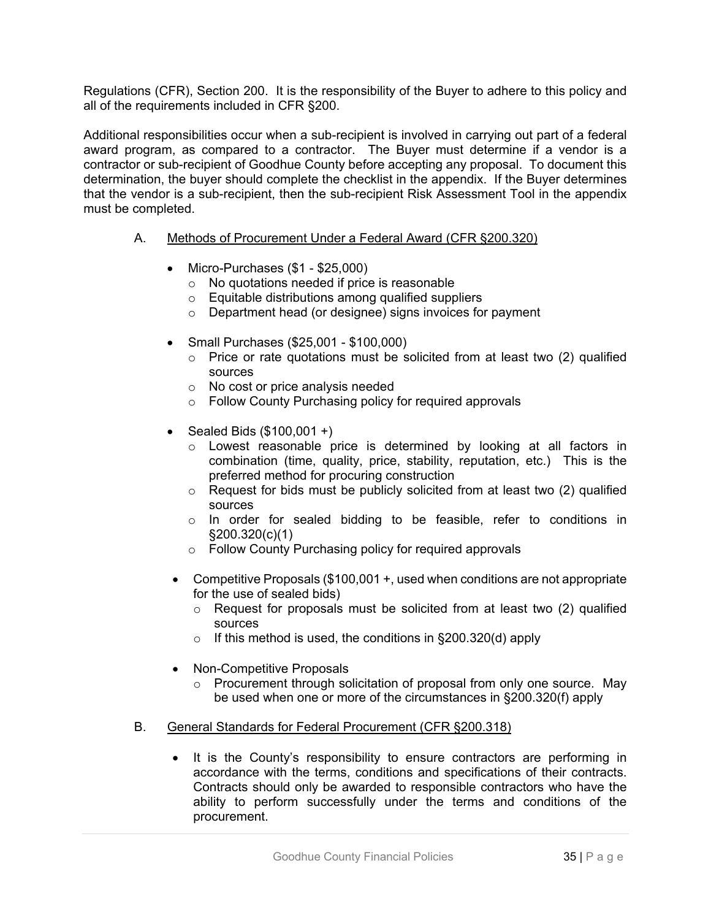Regulations (CFR), Section 200. It is the responsibility of the Buyer to adhere to this policy and all of the requirements included in CFR §200.

Additional responsibilities occur when a sub-recipient is involved in carrying out part of a federal award program, as compared to a contractor. The Buyer must determine if a vendor is a contractor or sub-recipient of Goodhue County before accepting any proposal. To document this determination, the buyer should complete the checklist in the appendix. If the Buyer determines that the vendor is a sub-recipient, then the sub-recipient Risk Assessment Tool in the appendix must be completed.

A. Methods of Procurement Under a Federal Award (CFR §200.320)

- Micro-Purchases ($1 - $25,000)
  - No quotations needed if price is reasonable
  - Equitable distributions among qualified suppliers
  - Department head (or designee) signs invoices for payment
- Small Purchases ($25,001 - $100,000)
  - Price or rate quotations must be solicited from at least two (2) qualified sources
  - No cost or price analysis needed
  - Follow County Purchasing policy for required approvals
- Sealed Bids ($100,001 +)
  - Lowest reasonable price is determined by looking at all factors in combination (time, quality, price, stability, reputation, etc.) This is the preferred method for procuring construction
  - Request for bids must be publicly solicited from at least two (2) qualified sources
  - In order for sealed bidding to be feasible, refer to conditions in §200.320(c)(1)
  - Follow County Purchasing policy for required approvals
- Competitive Proposals ($100,001 +, used when conditions are not appropriate for the use of sealed bids)
  - Request for proposals must be solicited from at least two (2) qualified sources
  - If this method is used, the conditions in §200.320(d) apply
- Non-Competitive Proposals
  - Procurement through solicitation of proposal from only one source. May be used when one or more of the circumstances in §200.320(f) apply

B. General Standards for Federal Procurement (CFR §200.318)

- It is the County's responsibility to ensure contractors are performing in accordance with the terms, conditions and specifications of their contracts. Contracts should only be awarded to responsible contractors who have the ability to perform successfully under the terms and conditions of the procurement.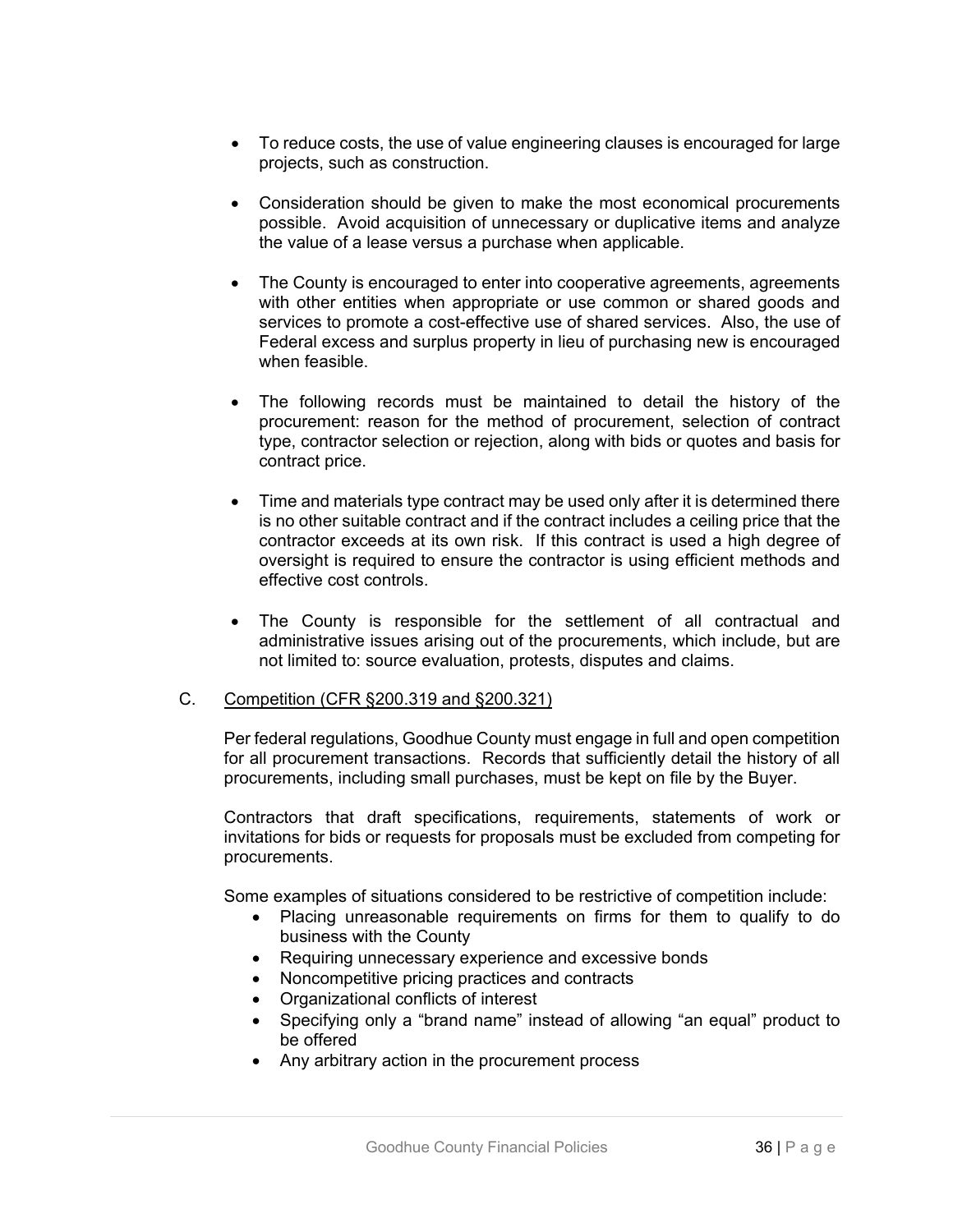- To reduce costs, the use of value engineering clauses is encouraged for large projects, such as construction.

- Consideration should be given to make the most economical procurements possible. Avoid acquisition of unnecessary or duplicative items and analyze the value of a lease versus a purchase when applicable.

- The County is encouraged to enter into cooperative agreements, agreements with other entities when appropriate or use common or shared goods and services to promote a cost-effective use of shared services. Also, the use of Federal excess and surplus property in lieu of purchasing new is encouraged when feasible.

- The following records must be maintained to detail the history of the procurement: reason for the method of procurement, selection of contract type, contractor selection or rejection, along with bids or quotes and basis for contract price.

- Time and materials type contract may be used only after it is determined there is no other suitable contract and if the contract includes a ceiling price that the contractor exceeds at its own risk. If this contract is used a high degree of oversight is required to ensure the contractor is using efficient methods and effective cost controls.

- The County is responsible for the settlement of all contractual and administrative issues arising out of the procurements, which include, but are not limited to: source evaluation, protests, disputes and claims.

C. Competition (CFR §200.319 and §200.321)

Per federal regulations, Goodhue County must engage in full and open competition for all procurement transactions. Records that sufficiently detail the history of all procurements, including small purchases, must be kept on file by the Buyer.

Contractors that draft specifications, requirements, statements of work or invitations for bids or requests for proposals must be excluded from competing for procurements.

Some examples of situations considered to be restrictive of competition include:

- Placing unreasonable requirements on firms for them to qualify to do business with the County
- Requiring unnecessary experience and excessive bonds
- Noncompetitive pricing practices and contracts
- Organizational conflicts of interest
- Specifying only a "brand name" instead of allowing "an equal" product to be offered
- Any arbitrary action in the procurement process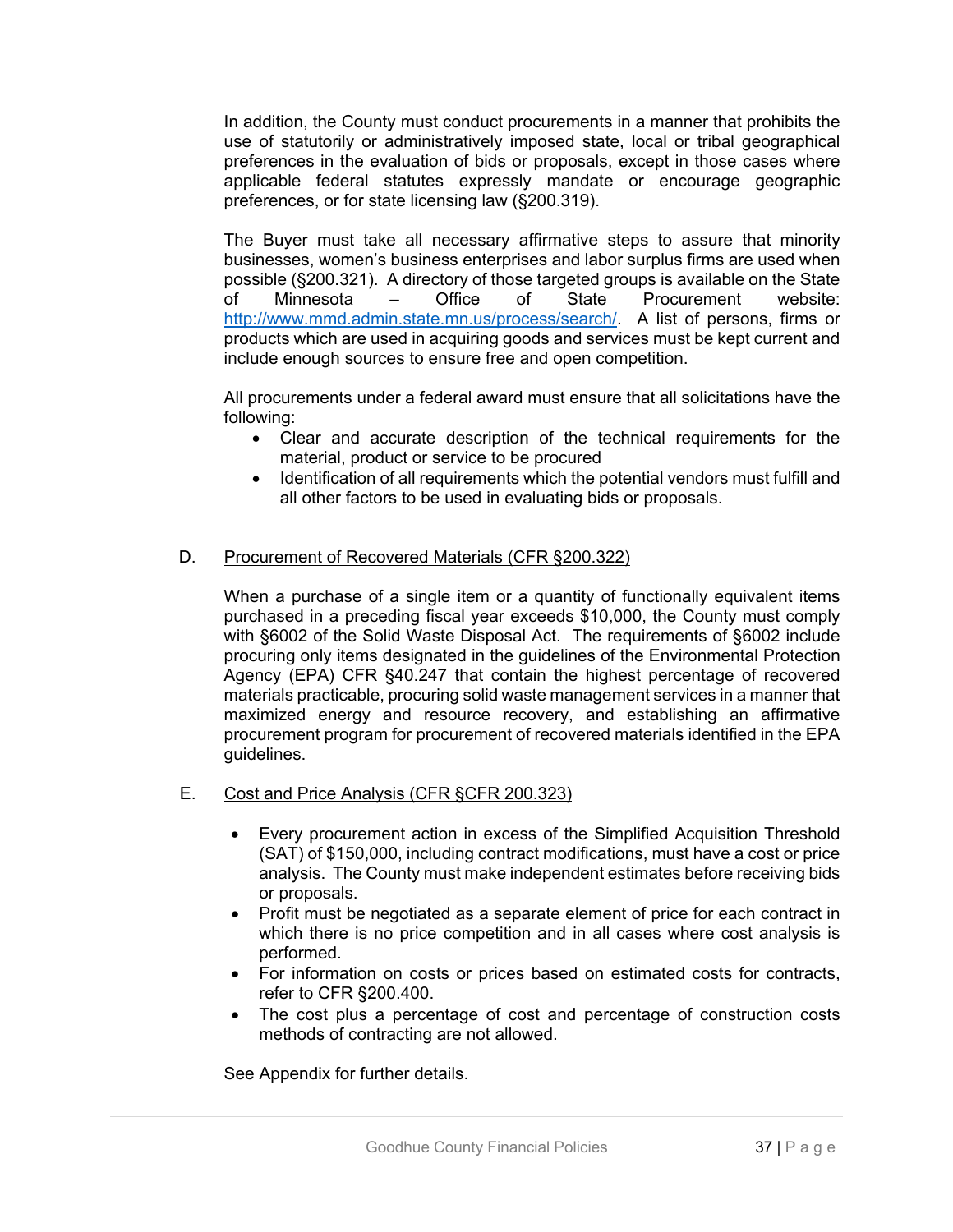In addition, the County must conduct procurements in a manner that prohibits the use of statutorily or administratively imposed state, local or tribal geographical preferences in the evaluation of bids or proposals, except in those cases where applicable federal statutes expressly mandate or encourage geographic preferences, or for state licensing law (§200.319).

The Buyer must take all necessary affirmative steps to assure that minority businesses, women's business enterprises and labor surplus firms are used when possible (§200.321). A directory of those targeted groups is available on the State of Minnesota – Office of State Procurement website: [http://www.mmd.admin.state.mn.us/process/search/](http://www.mmd.admin.state.mn.us/process/search/). A list of persons, firms or products which are used in acquiring goods and services must be kept current and include enough sources to ensure free and open competition.

All procurements under a federal award must ensure that all solicitations have the following:

- Clear and accurate description of the technical requirements for the material, product or service to be procured
- Identification of all requirements which the potential vendors must fulfill and all other factors to be used in evaluating bids or proposals.

### D. Procurement of Recovered Materials (CFR §200.322)

When a purchase of a single item or a quantity of functionally equivalent items purchased in a preceding fiscal year exceeds $10,000, the County must comply with §6002 of the Solid Waste Disposal Act. The requirements of §6002 include procuring only items designated in the guidelines of the Environmental Protection Agency (EPA) CFR §40.247 that contain the highest percentage of recovered materials practicable, procuring solid waste management services in a manner that maximized energy and resource recovery, and establishing an affirmative procurement program for procurement of recovered materials identified in the EPA guidelines.

### E. Cost and Price Analysis (CFR §CFR 200.323)

- Every procurement action in excess of the Simplified Acquisition Threshold (SAT) of $150,000, including contract modifications, must have a cost or price analysis. The County must make independent estimates before receiving bids or proposals.
- Profit must be negotiated as a separate element of price for each contract in which there is no price competition and in all cases where cost analysis is performed.
- For information on costs or prices based on estimated costs for contracts, refer to CFR §200.400.
- The cost plus a percentage of cost and percentage of construction costs methods of contracting are not allowed.

See Appendix for further details.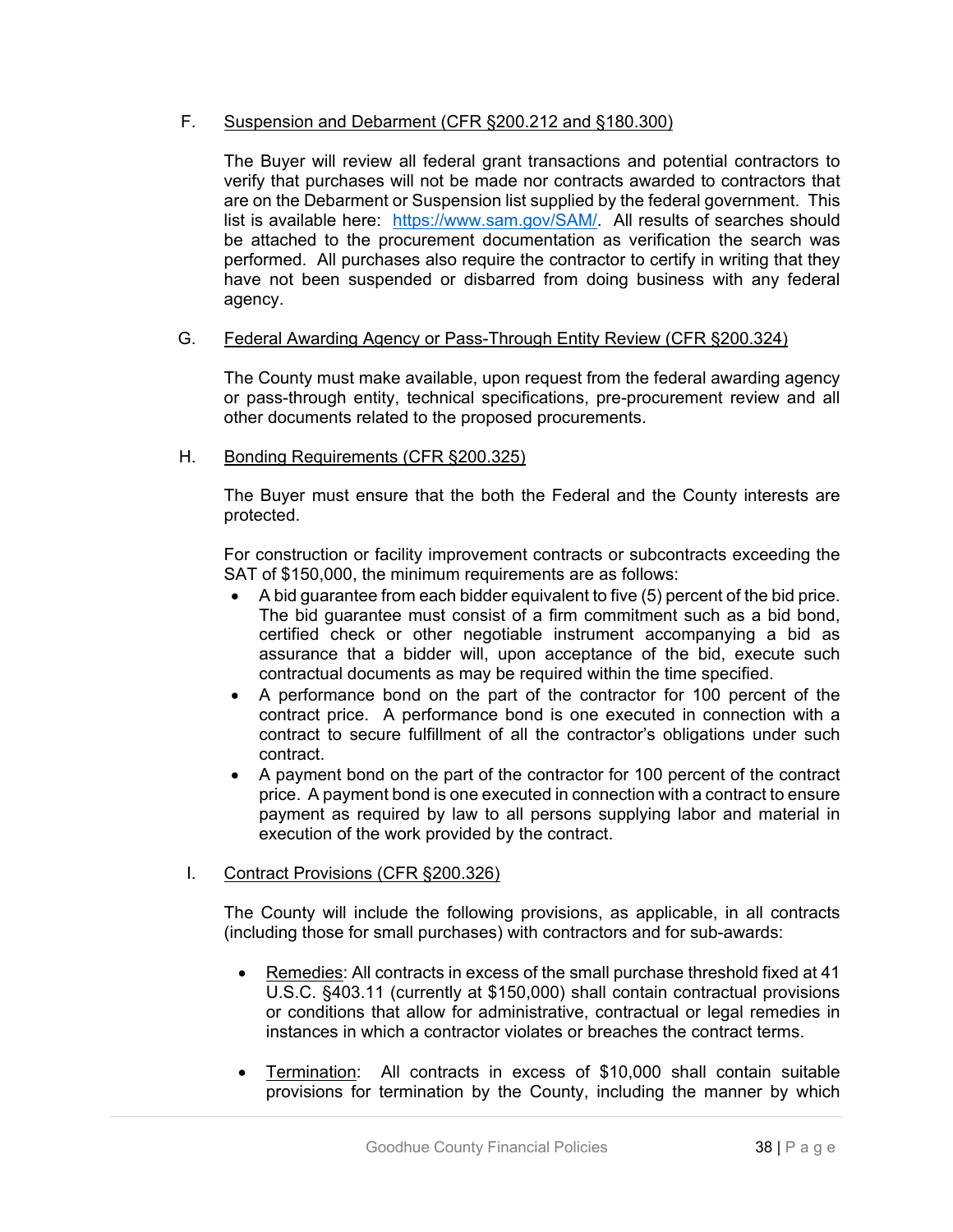F. Suspension and Debarment (CFR §200.212 and §180.300)

The Buyer will review all federal grant transactions and potential contractors to verify that purchases will not be made nor contracts awarded to contractors that are on the Debarment or Suspension list supplied by the federal government. This list is available here: https://www.sam.gov/SAM/. All results of searches should be attached to the procurement documentation as verification the search was performed. All purchases also require the contractor to certify in writing that they have not been suspended or disbarred from doing business with any federal agency.

G. Federal Awarding Agency or Pass-Through Entity Review (CFR §200.324)

The County must make available, upon request from the federal awarding agency or pass-through entity, technical specifications, pre-procurement review and all other documents related to the proposed procurements.

H. Bonding Requirements (CFR §200.325)

The Buyer must ensure that the both the Federal and the County interests are protected.

For construction or facility improvement contracts or subcontracts exceeding the SAT of $150,000, the minimum requirements are as follows:

- A bid guarantee from each bidder equivalent to five (5) percent of the bid price. The bid guarantee must consist of a firm commitment such as a bid bond, certified check or other negotiable instrument accompanying a bid as assurance that a bidder will, upon acceptance of the bid, execute such contractual documents as may be required within the time specified.
- A performance bond on the part of the contractor for 100 percent of the contract price. A performance bond is one executed in connection with a contract to secure fulfillment of all the contractor's obligations under such contract.
- A payment bond on the part of the contractor for 100 percent of the contract price. A payment bond is one executed in connection with a contract to ensure payment as required by law to all persons supplying labor and material in execution of the work provided by the contract.

I. Contract Provisions (CFR §200.326)

The County will include the following provisions, as applicable, in all contracts (including those for small purchases) with contractors and for sub-awards:

- Remedies: All contracts in excess of the small purchase threshold fixed at 41 U.S.C. §403.11 (currently at $150,000) shall contain contractual provisions or conditions that allow for administrative, contractual or legal remedies in instances in which a contractor violates or breaches the contract terms.

- Termination: All contracts in excess of $10,000 shall contain suitable provisions for termination by the County, including the manner by which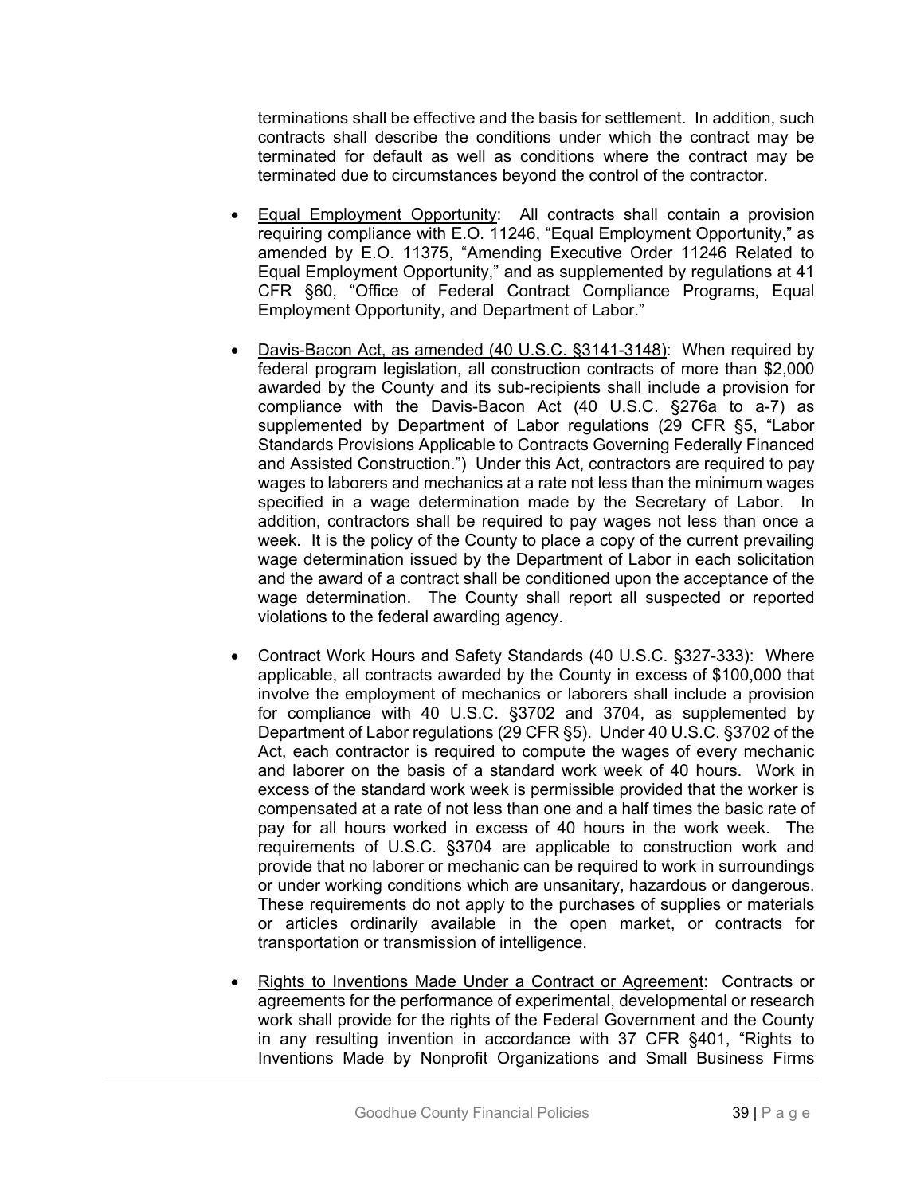terminations shall be effective and the basis for settlement. In addition, such contracts shall describe the conditions under which the contract may be terminated for default as well as conditions where the contract may be terminated due to circumstances beyond the control of the contractor.

- Equal Employment Opportunity: All contracts shall contain a provision requiring compliance with E.O. 11246, "Equal Employment Opportunity," as amended by E.O. 11375, "Amending Executive Order 11246 Related to Equal Employment Opportunity," and as supplemented by regulations at 41 CFR §60, "Office of Federal Contract Compliance Programs, Equal Employment Opportunity, and Department of Labor."

- Davis-Bacon Act, as amended (40 U.S.C. §3141-3148): When required by federal program legislation, all construction contracts of more than $2,000 awarded by the County and its sub-recipients shall include a provision for compliance with the Davis-Bacon Act (40 U.S.C. §276a to a-7) as supplemented by Department of Labor regulations (29 CFR §5, "Labor Standards Provisions Applicable to Contracts Governing Federally Financed and Assisted Construction.") Under this Act, contractors are required to pay wages to laborers and mechanics at a rate not less than the minimum wages specified in a wage determination made by the Secretary of Labor. In addition, contractors shall be required to pay wages not less than once a week. It is the policy of the County to place a copy of the current prevailing wage determination issued by the Department of Labor in each solicitation and the award of a contract shall be conditioned upon the acceptance of the wage determination. The County shall report all suspected or reported violations to the federal awarding agency.

- Contract Work Hours and Safety Standards (40 U.S.C. §327-333): Where applicable, all contracts awarded by the County in excess of $100,000 that involve the employment of mechanics or laborers shall include a provision for compliance with 40 U.S.C. §3702 and 3704, as supplemented by Department of Labor regulations (29 CFR §5). Under 40 U.S.C. §3702 of the Act, each contractor is required to compute the wages of every mechanic and laborer on the basis of a standard work week of 40 hours. Work in excess of the standard work week is permissible provided that the worker is compensated at a rate of not less than one and a half times the basic rate of pay for all hours worked in excess of 40 hours in the work week. The requirements of U.S.C. §3704 are applicable to construction work and provide that no laborer or mechanic can be required to work in surroundings or under working conditions which are unsanitary, hazardous or dangerous. These requirements do not apply to the purchases of supplies or materials or articles ordinarily available in the open market, or contracts for transportation or transmission of intelligence.

- Rights to Inventions Made Under a Contract or Agreement: Contracts or agreements for the performance of experimental, developmental or research work shall provide for the rights of the Federal Government and the County in any resulting invention in accordance with 37 CFR §401, "Rights to Inventions Made by Nonprofit Organizations and Small Business Firms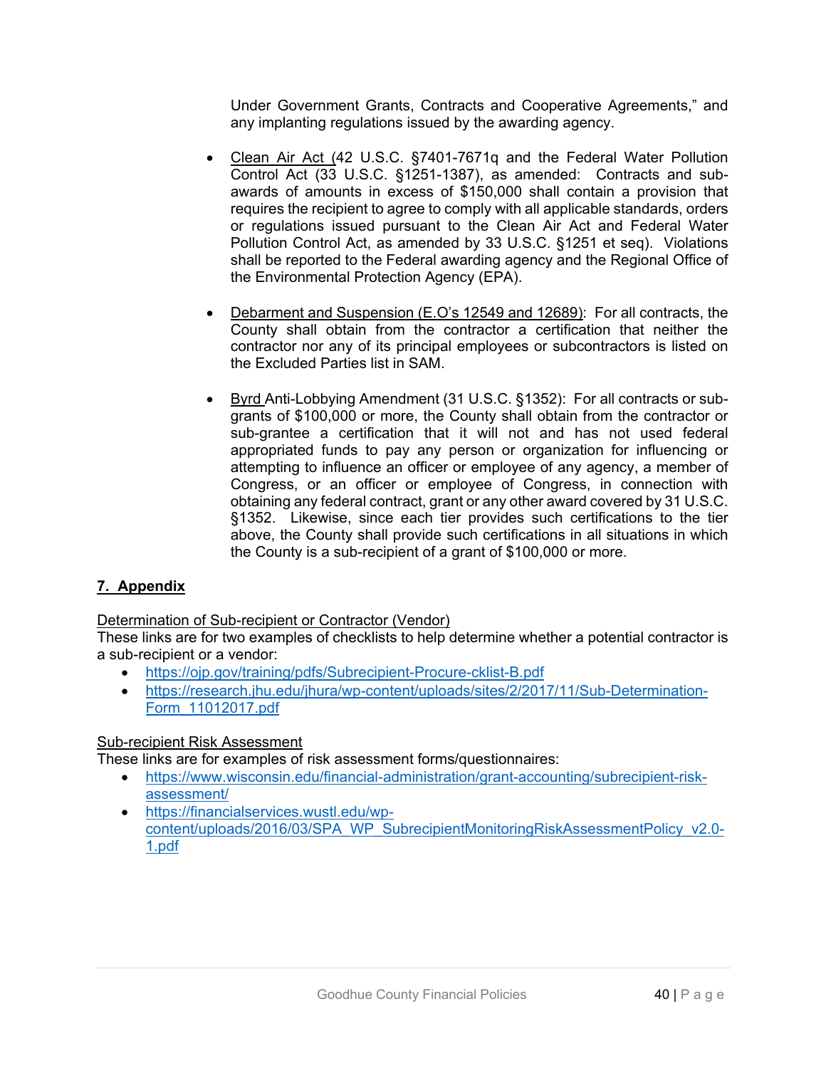Under Government Grants, Contracts and Cooperative Agreements," and any implanting regulations issued by the awarding agency.

- Clean Air Act (42 U.S.C. §7401-7671q and the Federal Water Pollution Control Act (33 U.S.C. §1251-1387), as amended: Contracts and sub-awards of amounts in excess of $150,000 shall contain a provision that requires the recipient to agree to comply with all applicable standards, orders or regulations issued pursuant to the Clean Air Act and Federal Water Pollution Control Act, as amended by 33 U.S.C. §1251 et seq). Violations shall be reported to the Federal awarding agency and the Regional Office of the Environmental Protection Agency (EPA).

- Debarment and Suspension (E.O's 12549 and 12689): For all contracts, the County shall obtain from the contractor a certification that neither the contractor nor any of its principal employees or subcontractors is listed on the Excluded Parties list in SAM.

- Byrd Anti-Lobbying Amendment (31 U.S.C. §1352): For all contracts or sub-grants of $100,000 or more, the County shall obtain from the contractor or sub-grantee a certification that it will not and has not used federal appropriated funds to pay any person or organization for influencing or attempting to influence an officer or employee of any agency, a member of Congress, or an officer or employee of Congress, in connection with obtaining any federal contract, grant or any other award covered by 31 U.S.C. §1352. Likewise, since each tier provides such certifications to the tier above, the County shall provide such certifications in all situations in which the County is a sub-recipient of a grant of $100,000 or more.

## 7. Appendix

Determination of Sub-recipient or Contractor (Vendor)

These links are for two examples of checklists to help determine whether a potential contractor is a sub-recipient or a vendor:

- https://ojp.gov/training/pdfs/Subrecipient-Procure-cklist-B.pdf
- https://research.jhu.edu/jhura/wp-content/uploads/sites/2/2017/11/Sub-Determination-Form_11012017.pdf

Sub-recipient Risk Assessment

These links are for examples of risk assessment forms/questionnaires:

- https://www.wisconsin.edu/financial-administration/grant-accounting/subrecipient-risk-assessment/
- https://financialservices.wustl.edu/wp-content/uploads/2016/03/SPA_WP_SubrecipientMonitoringRiskAssessmentPolicy_v2.0-1.pdf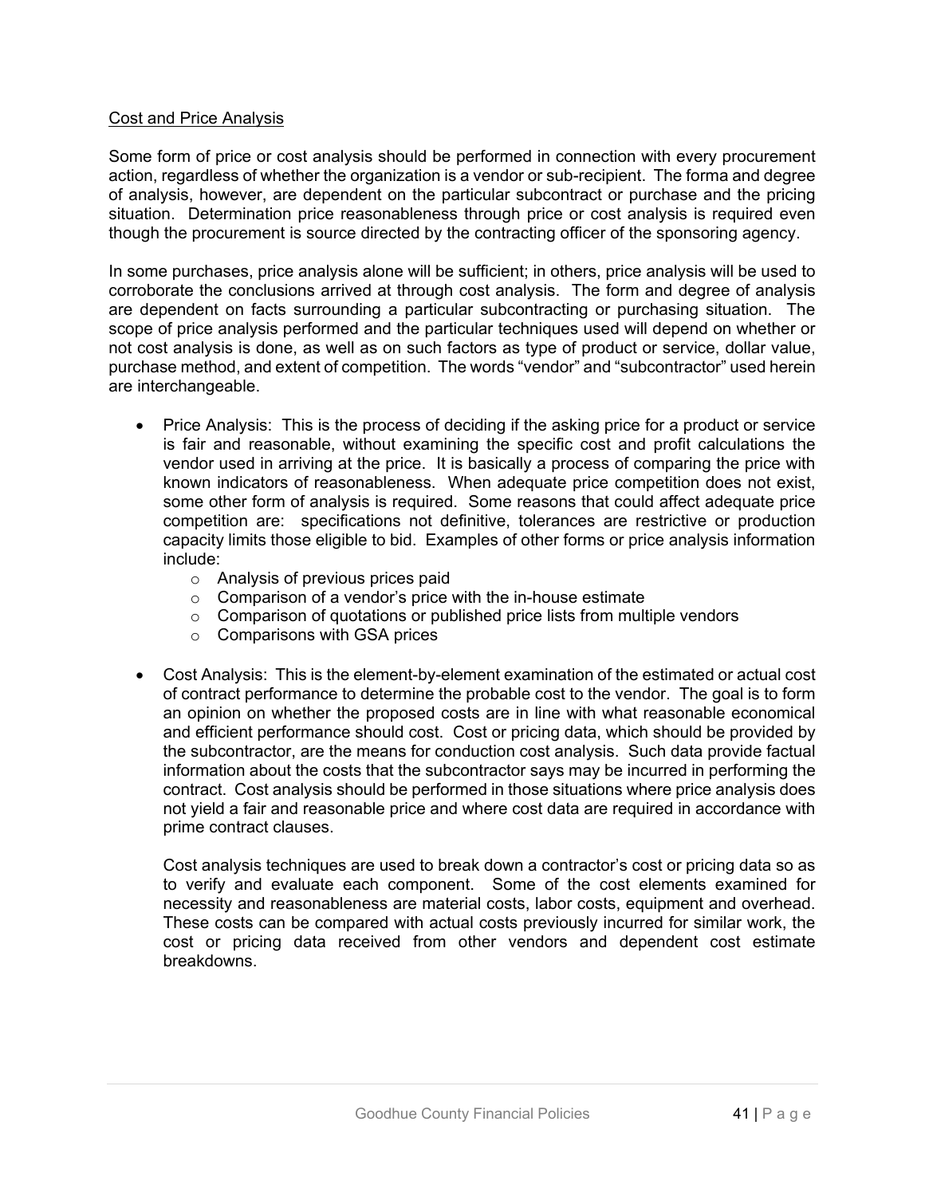Cost and Price Analysis

Some form of price or cost analysis should be performed in connection with every procurement action, regardless of whether the organization is a vendor or sub-recipient. The forma and degree of analysis, however, are dependent on the particular subcontract or purchase and the pricing situation. Determination price reasonableness through price or cost analysis is required even though the procurement is source directed by the contracting officer of the sponsoring agency.

In some purchases, price analysis alone will be sufficient; in others, price analysis will be used to corroborate the conclusions arrived at through cost analysis. The form and degree of analysis are dependent on facts surrounding a particular subcontracting or purchasing situation. The scope of price analysis performed and the particular techniques used will depend on whether or not cost analysis is done, as well as on such factors as type of product or service, dollar value, purchase method, and extent of competition. The words "vendor" and "subcontractor" used herein are interchangeable.

- Price Analysis: This is the process of deciding if the asking price for a product or service is fair and reasonable, without examining the specific cost and profit calculations the vendor used in arriving at the price. It is basically a process of comparing the price with known indicators of reasonableness. When adequate price competition does not exist, some other form of analysis is required. Some reasons that could affect adequate price competition are: specifications not definitive, tolerances are restrictive or production capacity limits those eligible to bid. Examples of other forms or price analysis information include:
  - Analysis of previous prices paid
  - Comparison of a vendor's price with the in-house estimate
  - Comparison of quotations or published price lists from multiple vendors
  - Comparisons with GSA prices

- Cost Analysis: This is the element-by-element examination of the estimated or actual cost of contract performance to determine the probable cost to the vendor. The goal is to form an opinion on whether the proposed costs are in line with what reasonable economical and efficient performance should cost. Cost or pricing data, which should be provided by the subcontractor, are the means for conduction cost analysis. Such data provide factual information about the costs that the subcontractor says may be incurred in performing the contract. Cost analysis should be performed in those situations where price analysis does not yield a fair and reasonable price and where cost data are required in accordance with prime contract clauses.

  Cost analysis techniques are used to break down a contractor's cost or pricing data so as to verify and evaluate each component. Some of the cost elements examined for necessity and reasonableness are material costs, labor costs, equipment and overhead. These costs can be compared with actual costs previously incurred for similar work, the cost or pricing data received from other vendors and dependent cost estimate breakdowns.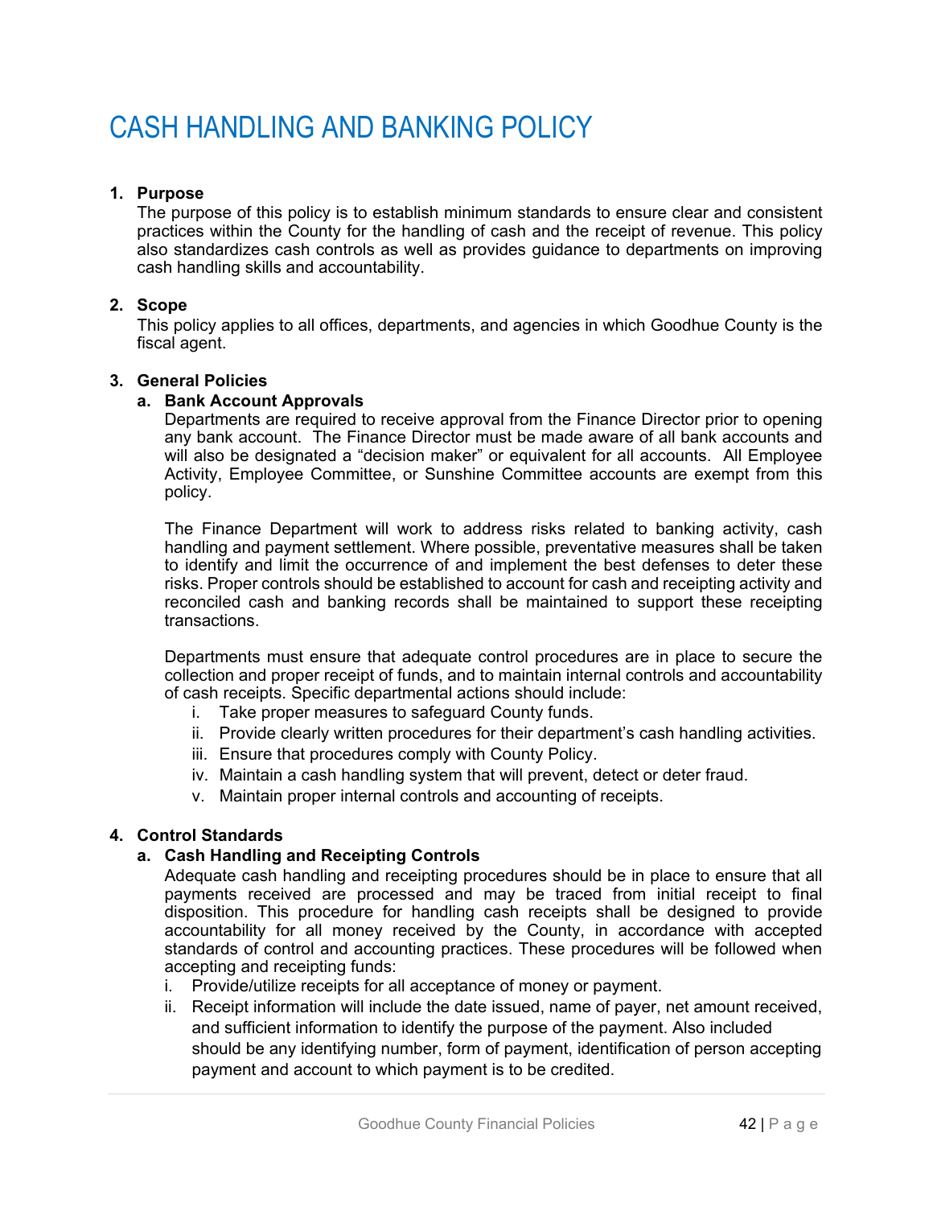# CASH HANDLING AND BANKING POLICY

**1. Purpose**

The purpose of this policy is to establish minimum standards to ensure clear and consistent practices within the County for the handling of cash and the receipt of revenue. This policy also standardizes cash controls as well as provides guidance to departments on improving cash handling skills and accountability.

**2. Scope**

This policy applies to all offices, departments, and agencies in which Goodhue County is the fiscal agent.

**3. General Policies**

**a. Bank Account Approvals**

Departments are required to receive approval from the Finance Director prior to opening any bank account. The Finance Director must be made aware of all bank accounts and will also be designated a "decision maker" or equivalent for all accounts. All Employee Activity, Employee Committee, or Sunshine Committee accounts are exempt from this policy.

The Finance Department will work to address risks related to banking activity, cash handling and payment settlement. Where possible, preventative measures shall be taken to identify and limit the occurrence of and implement the best defenses to deter these risks. Proper controls should be established to account for cash and receipting activity and reconciled cash and banking records shall be maintained to support these receipting transactions.

Departments must ensure that adequate control procedures are in place to secure the collection and proper receipt of funds, and to maintain internal controls and accountability of cash receipts. Specific departmental actions should include:

i. Take proper measures to safeguard County funds.
ii. Provide clearly written procedures for their department's cash handling activities.
iii. Ensure that procedures comply with County Policy.
iv. Maintain a cash handling system that will prevent, detect or deter fraud.
v. Maintain proper internal controls and accounting of receipts.

**4. Control Standards**

**a. Cash Handling and Receipting Controls**

Adequate cash handling and receipting procedures should be in place to ensure that all payments received are processed and may be traced from initial receipt to final disposition. This procedure for handling cash receipts shall be designed to provide accountability for all money received by the County, in accordance with accepted standards of control and accounting practices. These procedures will be followed when accepting and receipting funds:

i. Provide/utilize receipts for all acceptance of money or payment.
ii. Receipt information will include the date issued, name of payer, net amount received, and sufficient information to identify the purpose of the payment. Also included should be any identifying number, form of payment, identification of person accepting payment and account to which payment is to be credited.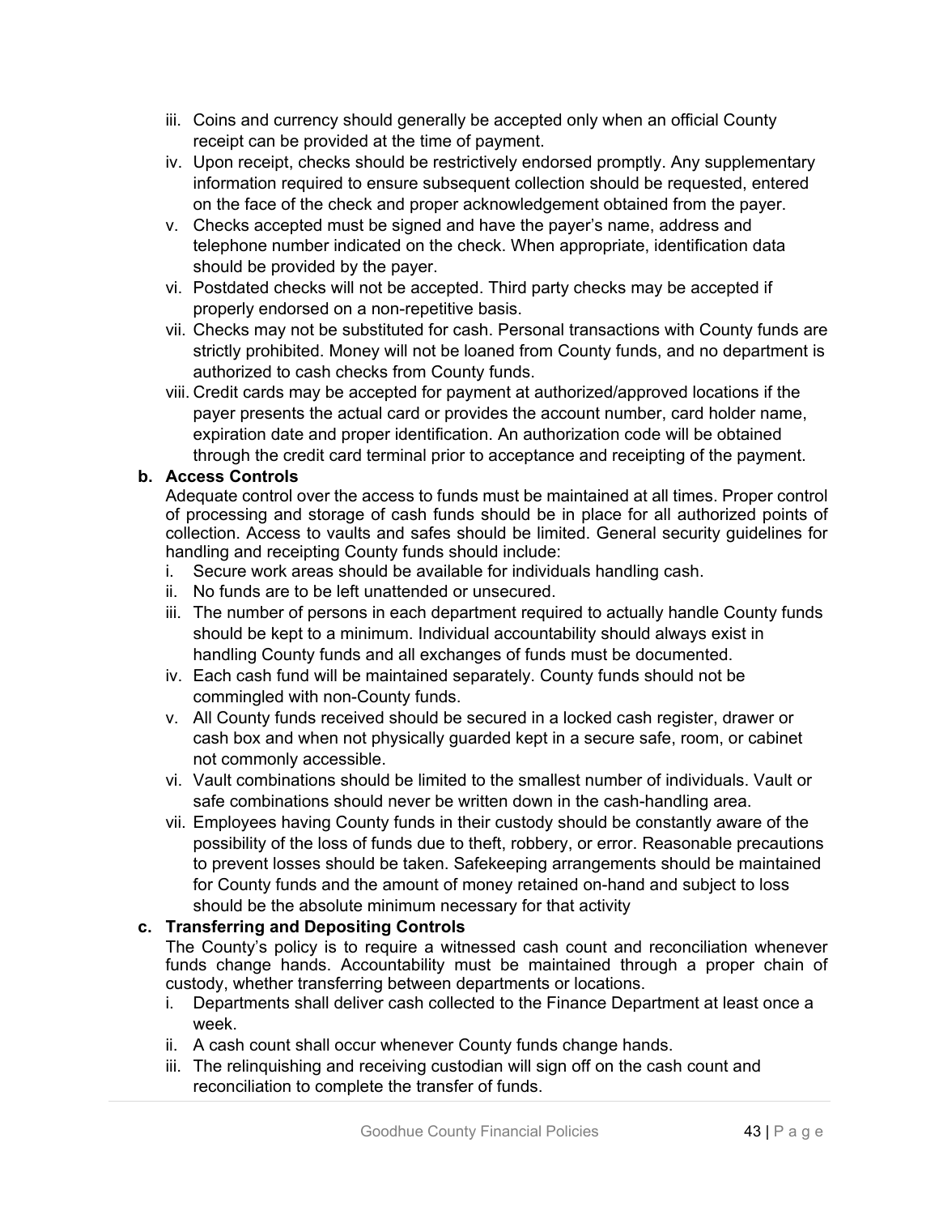iii. Coins and currency should generally be accepted only when an official County receipt can be provided at the time of payment.
iv. Upon receipt, checks should be restrictively endorsed promptly. Any supplementary information required to ensure subsequent collection should be requested, entered on the face of the check and proper acknowledgement obtained from the payer.
v. Checks accepted must be signed and have the payer's name, address and telephone number indicated on the check. When appropriate, identification data should be provided by the payer.
vi. Postdated checks will not be accepted. Third party checks may be accepted if properly endorsed on a non-repetitive basis.
vii. Checks may not be substituted for cash. Personal transactions with County funds are strictly prohibited. Money will not be loaned from County funds, and no department is authorized to cash checks from County funds.
viii. Credit cards may be accepted for payment at authorized/approved locations if the payer presents the actual card or provides the account number, card holder name, expiration date and proper identification. An authorization code will be obtained through the credit card terminal prior to acceptance and receipting of the payment.

**b. Access Controls**

Adequate control over the access to funds must be maintained at all times. Proper control of processing and storage of cash funds should be in place for all authorized points of collection. Access to vaults and safes should be limited. General security guidelines for handling and receipting County funds should include:

i. Secure work areas should be available for individuals handling cash.
ii. No funds are to be left unattended or unsecured.
iii. The number of persons in each department required to actually handle County funds should be kept to a minimum. Individual accountability should always exist in handling County funds and all exchanges of funds must be documented.
iv. Each cash fund will be maintained separately. County funds should not be commingled with non-County funds.
v. All County funds received should be secured in a locked cash register, drawer or cash box and when not physically guarded kept in a secure safe, room, or cabinet not commonly accessible.
vi. Vault combinations should be limited to the smallest number of individuals. Vault or safe combinations should never be written down in the cash-handling area.
vii. Employees having County funds in their custody should be constantly aware of the possibility of the loss of funds due to theft, robbery, or error. Reasonable precautions to prevent losses should be taken. Safekeeping arrangements should be maintained for County funds and the amount of money retained on-hand and subject to loss should be the absolute minimum necessary for that activity

**c. Transferring and Depositing Controls**

The County's policy is to require a witnessed cash count and reconciliation whenever funds change hands. Accountability must be maintained through a proper chain of custody, whether transferring between departments or locations.

i. Departments shall deliver cash collected to the Finance Department at least once a week.
ii. A cash count shall occur whenever County funds change hands.
iii. The relinquishing and receiving custodian will sign off on the cash count and reconciliation to complete the transfer of funds.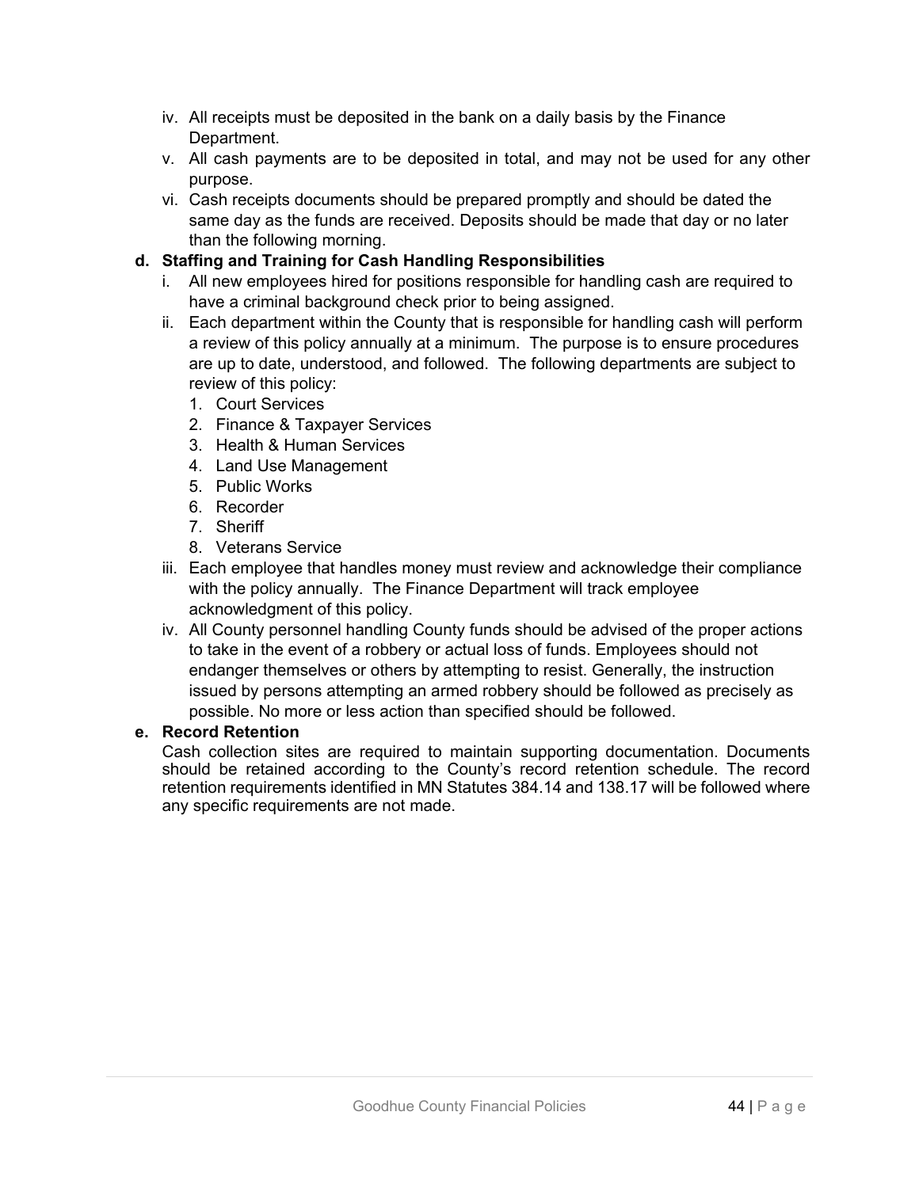iv. All receipts must be deposited in the bank on a daily basis by the Finance Department.

v. All cash payments are to be deposited in total, and may not be used for any other purpose.

vi. Cash receipts documents should be prepared promptly and should be dated the same day as the funds are received. Deposits should be made that day or no later than the following morning.

**d. Staffing and Training for Cash Handling Responsibilities**

i. All new employees hired for positions responsible for handling cash are required to have a criminal background check prior to being assigned.

ii. Each department within the County that is responsible for handling cash will perform a review of this policy annually at a minimum. The purpose is to ensure procedures are up to date, understood, and followed. The following departments are subject to review of this policy:

1. Court Services
2. Finance & Taxpayer Services
3. Health & Human Services
4. Land Use Management
5. Public Works
6. Recorder
7. Sheriff
8. Veterans Service

iii. Each employee that handles money must review and acknowledge their compliance with the policy annually. The Finance Department will track employee acknowledgment of this policy.

iv. All County personnel handling County funds should be advised of the proper actions to take in the event of a robbery or actual loss of funds. Employees should not endanger themselves or others by attempting to resist. Generally, the instruction issued by persons attempting an armed robbery should be followed as precisely as possible. No more or less action than specified should be followed.

**e. Record Retention**

Cash collection sites are required to maintain supporting documentation. Documents should be retained according to the County's record retention schedule. The record retention requirements identified in MN Statutes 384.14 and 138.17 will be followed where any specific requirements are not made.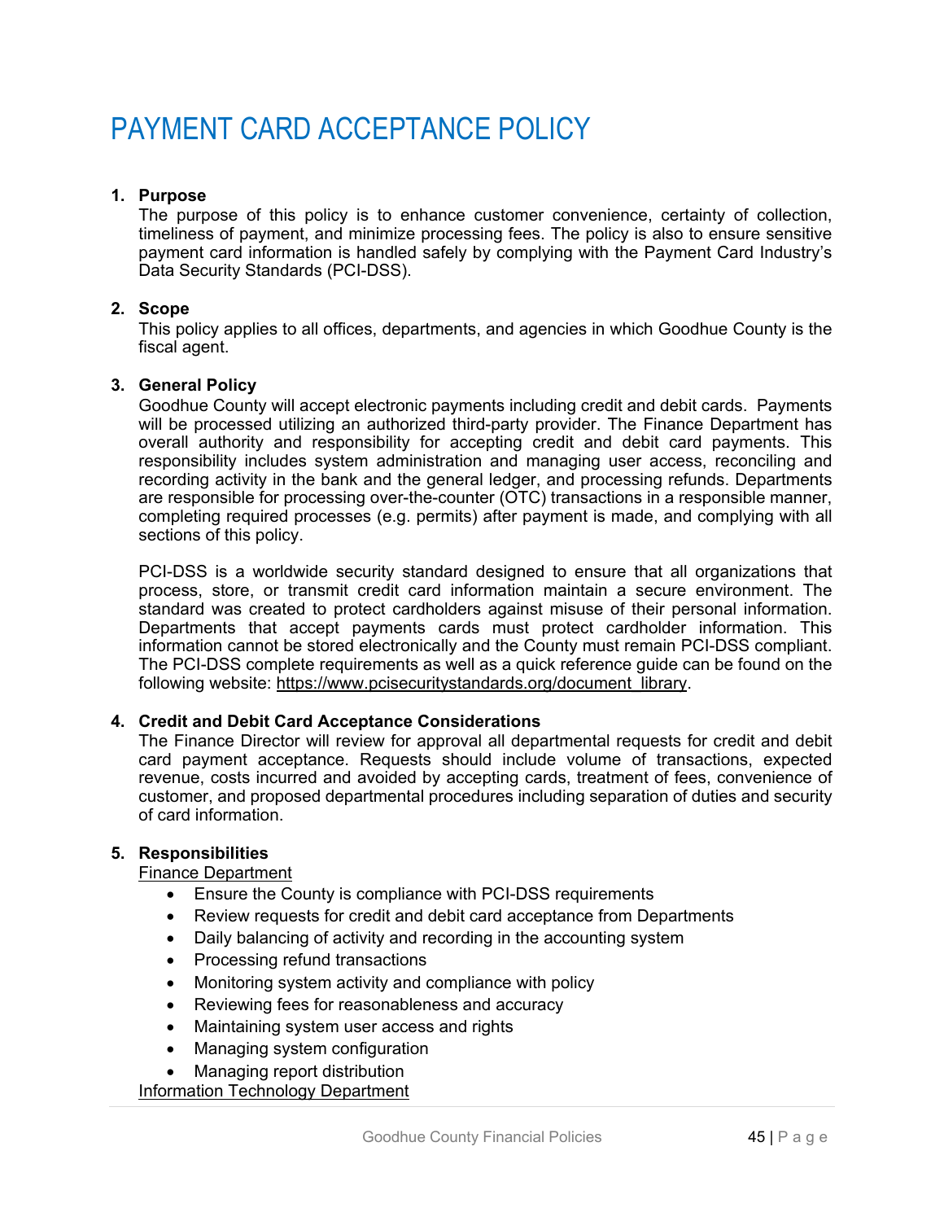# PAYMENT CARD ACCEPTANCE POLICY

1. **Purpose**
   The purpose of this policy is to enhance customer convenience, certainty of collection, timeliness of payment, and minimize processing fees. The policy is also to ensure sensitive payment card information is handled safely by complying with the Payment Card Industry's Data Security Standards (PCI-DSS).

2. **Scope**
   This policy applies to all offices, departments, and agencies in which Goodhue County is the fiscal agent.

3. **General Policy**
   Goodhue County will accept electronic payments including credit and debit cards. Payments will be processed utilizing an authorized third-party provider. The Finance Department has overall authority and responsibility for accepting credit and debit card payments. This responsibility includes system administration and managing user access, reconciling and recording activity in the bank and the general ledger, and processing refunds. Departments are responsible for processing over-the-counter (OTC) transactions in a responsible manner, completing required processes (e.g. permits) after payment is made, and complying with all sections of this policy.

   PCI-DSS is a worldwide security standard designed to ensure that all organizations that process, store, or transmit credit card information maintain a secure environment. The standard was created to protect cardholders against misuse of their personal information. Departments that accept payments cards must protect cardholder information. This information cannot be stored electronically and the County must remain PCI-DSS compliant. The PCI-DSS complete requirements as well as a quick reference guide can be found on the following website: https://www.pcisecuritystandards.org/document_library.

4. **Credit and Debit Card Acceptance Considerations**
   The Finance Director will review for approval all departmental requests for credit and debit card payment acceptance. Requests should include volume of transactions, expected revenue, costs incurred and avoided by accepting cards, treatment of fees, convenience of customer, and proposed departmental procedures including separation of duties and security of card information.

5. **Responsibilities**
   Finance Department
   - Ensure the County is compliance with PCI-DSS requirements
   - Review requests for credit and debit card acceptance from Departments
   - Daily balancing of activity and recording in the accounting system
   - Processing refund transactions
   - Monitoring system activity and compliance with policy
   - Reviewing fees for reasonableness and accuracy
   - Maintaining system user access and rights
   - Managing system configuration
   - Managing report distribution

   Information Technology Department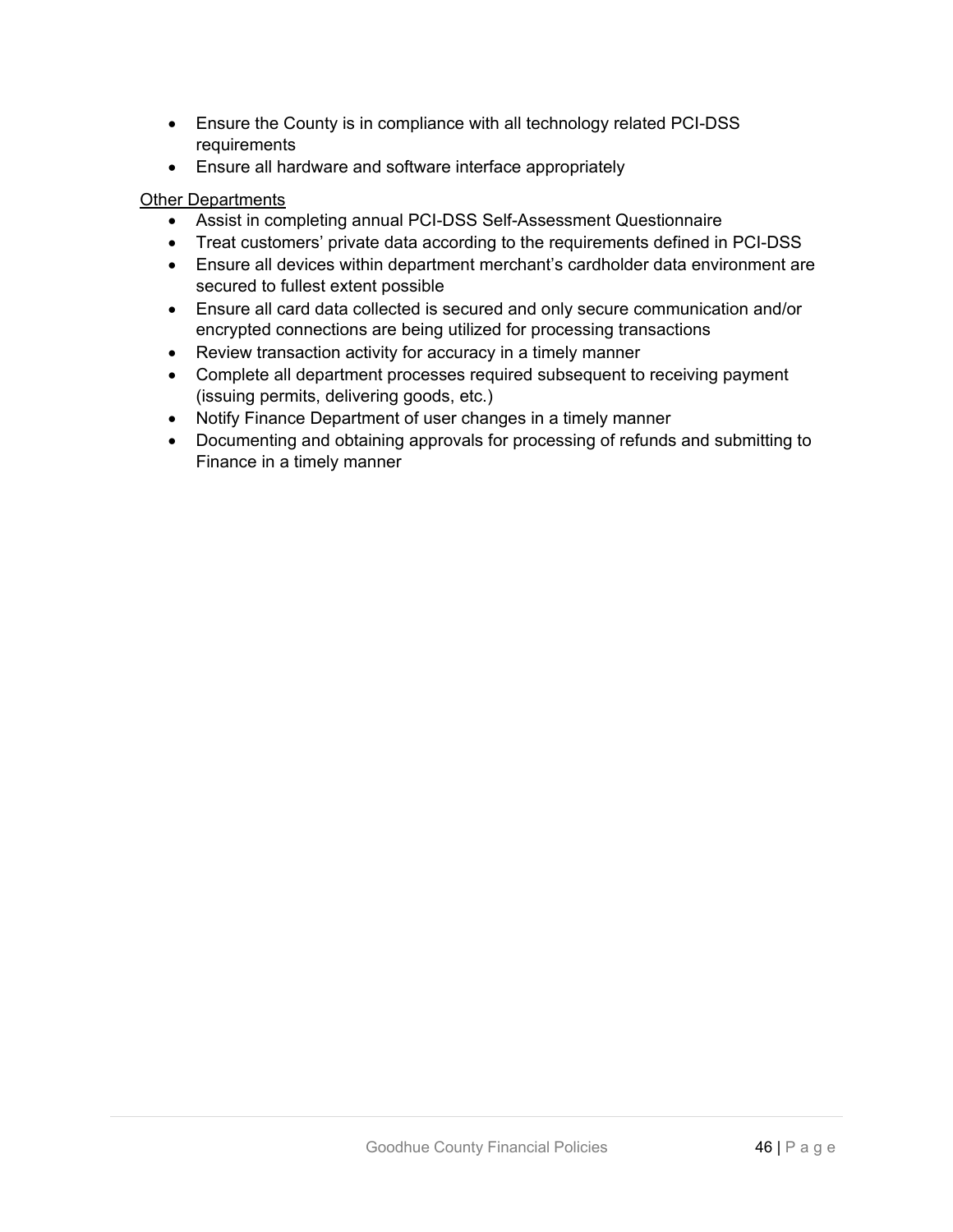- Ensure the County is in compliance with all technology related PCI-DSS requirements
- Ensure all hardware and software interface appropriately

<u>Other Departments</u>

- Assist in completing annual PCI-DSS Self-Assessment Questionnaire
- Treat customers' private data according to the requirements defined in PCI-DSS
- Ensure all devices within department merchant's cardholder data environment are secured to fullest extent possible
- Ensure all card data collected is secured and only secure communication and/or encrypted connections are being utilized for processing transactions
- Review transaction activity for accuracy in a timely manner
- Complete all department processes required subsequent to receiving payment (issuing permits, delivering goods, etc.)
- Notify Finance Department of user changes in a timely manner
- Documenting and obtaining approvals for processing of refunds and submitting to Finance in a timely manner